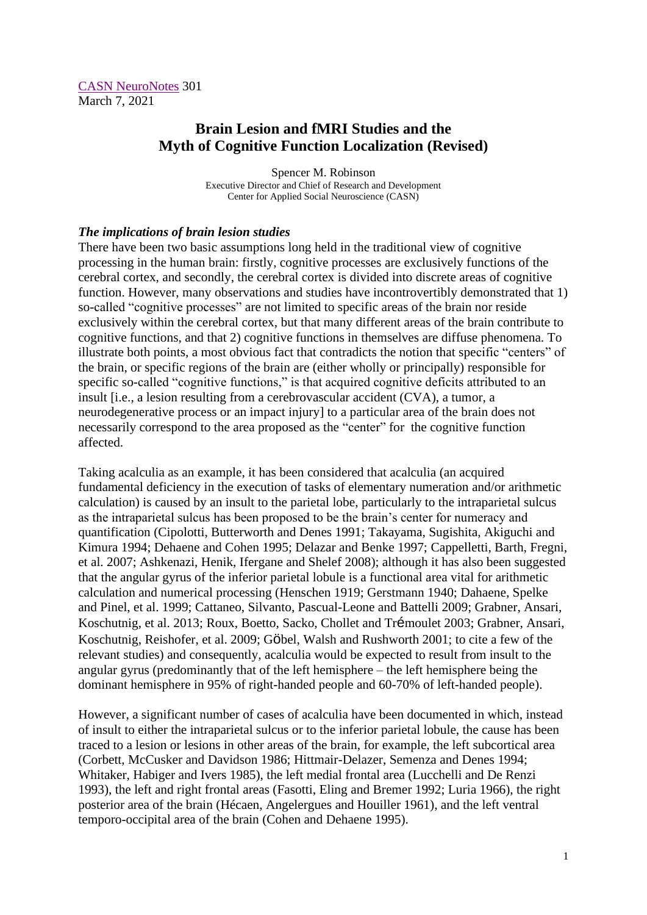CASN NeuroNotes 301
March 7, 2021

# Brain Lesion and fMRI Studies and the Myth of Cognitive Function Localization (Revised)

Spencer M. Robinson
Executive Director and Chief of Research and Development
Center for Applied Social Neuroscience (CASN)

### *The implications of brain lesion studies*

There have been two basic assumptions long held in the traditional view of cognitive processing in the human brain: firstly, cognitive processes are exclusively functions of the cerebral cortex, and secondly, the cerebral cortex is divided into discrete areas of cognitive function. However, many observations and studies have incontrovertibly demonstrated that 1) so-called "cognitive processes" are not limited to specific areas of the brain nor reside exclusively within the cerebral cortex, but that many different areas of the brain contribute to cognitive functions, and that 2) cognitive functions in themselves are diffuse phenomena. To illustrate both points, a most obvious fact that contradicts the notion that specific "centers" of the brain, or specific regions of the brain are (either wholly or principally) responsible for specific so-called "cognitive functions," is that acquired cognitive deficits attributed to an insult [i.e., a lesion resulting from a cerebrovascular accident (CVA), a tumor, a neurodegenerative process or an impact injury] to a particular area of the brain does not necessarily correspond to the area proposed as the "center" for the cognitive function affected.

Taking acalculia as an example, it has been considered that acalculia (an acquired fundamental deficiency in the execution of tasks of elementary numeration and/or arithmetic calculation) is caused by an insult to the parietal lobe, particularly to the intraparietal sulcus as the intraparietal sulcus has been proposed to be the brain's center for numeracy and quantification (Cipolotti, Butterworth and Denes 1991; Takayama, Sugishita, Akiguchi and Kimura 1994; Dehaene and Cohen 1995; Delazar and Benke 1997; Cappelletti, Barth, Fregni, et al. 2007; Ashkenazi, Henik, Ifergane and Shelef 2008); although it has also been suggested that the angular gyrus of the inferior parietal lobule is a functional area vital for arithmetic calculation and numerical processing (Henschen 1919; Gerstmann 1940; Dahaene, Spelke and Pinel, et al. 1999; Cattaneo, Silvanto, Pascual-Leone and Battelli 2009; Grabner, Ansari, Koschutnig, et al. 2013; Roux, Boetto, Sacko, Chollet and Trémoulet 2003; Grabner, Ansari, Koschutnig, Reishofer, et al. 2009; Göbel, Walsh and Rushworth 2001; to cite a few of the relevant studies) and consequently, acalculia would be expected to result from insult to the angular gyrus (predominantly that of the left hemisphere – the left hemisphere being the dominant hemisphere in 95% of right-handed people and 60-70% of left-handed people).

However, a significant number of cases of acalculia have been documented in which, instead of insult to either the intraparietal sulcus or to the inferior parietal lobule, the cause has been traced to a lesion or lesions in other areas of the brain, for example, the left subcortical area (Corbett, McCusker and Davidson 1986; Hittmair-Delazer, Semenza and Denes 1994; Whitaker, Habiger and Ivers 1985), the left medial frontal area (Lucchelli and De Renzi 1993), the left and right frontal areas (Fasotti, Eling and Bremer 1992; Luria 1966), the right posterior area of the brain (Hécaen, Angelergues and Houiller 1961), and the left ventral temporo-occipital area of the brain (Cohen and Dehaene 1995).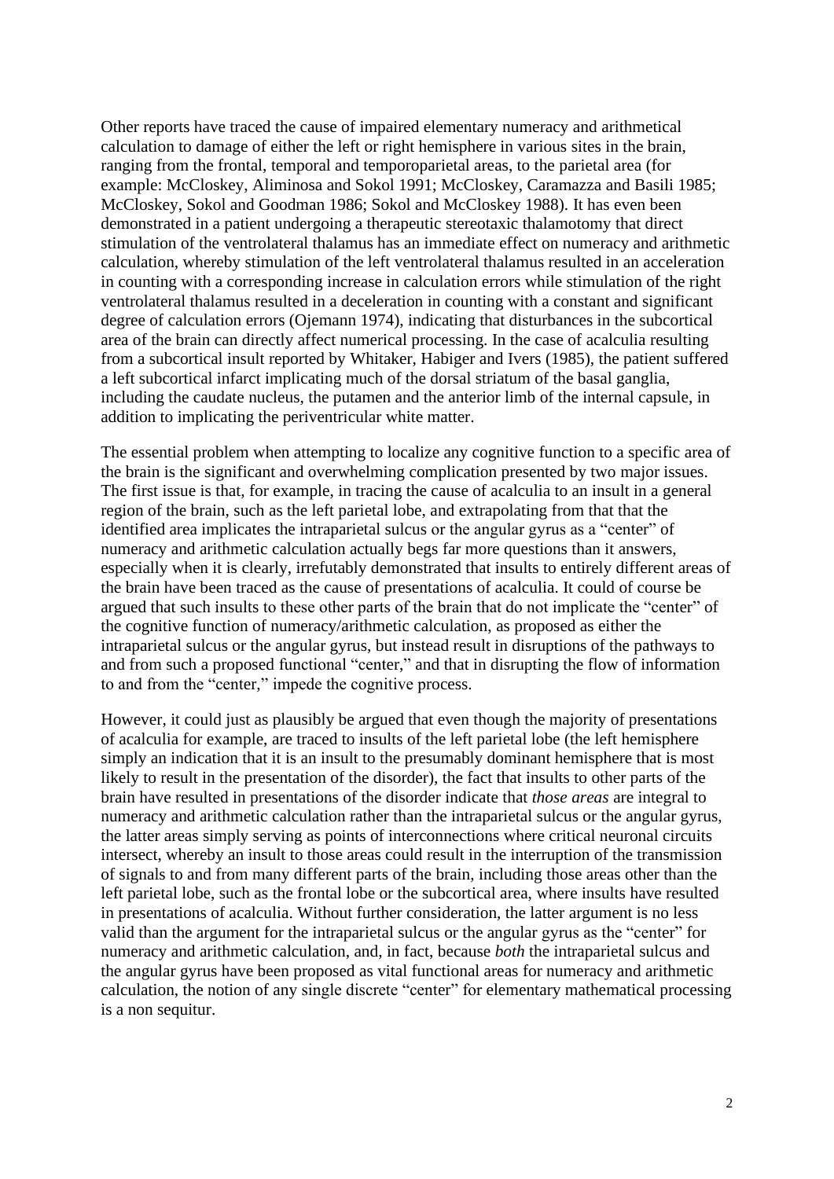Other reports have traced the cause of impaired elementary numeracy and arithmetical calculation to damage of either the left or right hemisphere in various sites in the brain, ranging from the frontal, temporal and temporoparietal areas, to the parietal area (for example: McCloskey, Aliminosa and Sokol 1991; McCloskey, Caramazza and Basili 1985; McCloskey, Sokol and Goodman 1986; Sokol and McCloskey 1988). It has even been demonstrated in a patient undergoing a therapeutic stereotaxic thalamotomy that direct stimulation of the ventrolateral thalamus has an immediate effect on numeracy and arithmetic calculation, whereby stimulation of the left ventrolateral thalamus resulted in an acceleration in counting with a corresponding increase in calculation errors while stimulation of the right ventrolateral thalamus resulted in a deceleration in counting with a constant and significant degree of calculation errors (Ojemann 1974), indicating that disturbances in the subcortical area of the brain can directly affect numerical processing. In the case of acalculia resulting from a subcortical insult reported by Whitaker, Habiger and Ivers (1985), the patient suffered a left subcortical infarct implicating much of the dorsal striatum of the basal ganglia, including the caudate nucleus, the putamen and the anterior limb of the internal capsule, in addition to implicating the periventricular white matter.

The essential problem when attempting to localize any cognitive function to a specific area of the brain is the significant and overwhelming complication presented by two major issues. The first issue is that, for example, in tracing the cause of acalculia to an insult in a general region of the brain, such as the left parietal lobe, and extrapolating from that that the identified area implicates the intraparietal sulcus or the angular gyrus as a "center" of numeracy and arithmetic calculation actually begs far more questions than it answers, especially when it is clearly, irrefutably demonstrated that insults to entirely different areas of the brain have been traced as the cause of presentations of acalculia. It could of course be argued that such insults to these other parts of the brain that do not implicate the "center" of the cognitive function of numeracy/arithmetic calculation, as proposed as either the intraparietal sulcus or the angular gyrus, but instead result in disruptions of the pathways to and from such a proposed functional "center," and that in disrupting the flow of information to and from the "center," impede the cognitive process.

However, it could just as plausibly be argued that even though the majority of presentations of acalculia for example, are traced to insults of the left parietal lobe (the left hemisphere simply an indication that it is an insult to the presumably dominant hemisphere that is most likely to result in the presentation of the disorder), the fact that insults to other parts of the brain have resulted in presentations of the disorder indicate that *those areas* are integral to numeracy and arithmetic calculation rather than the intraparietal sulcus or the angular gyrus, the latter areas simply serving as points of interconnections where critical neuronal circuits intersect, whereby an insult to those areas could result in the interruption of the transmission of signals to and from many different parts of the brain, including those areas other than the left parietal lobe, such as the frontal lobe or the subcortical area, where insults have resulted in presentations of acalculia. Without further consideration, the latter argument is no less valid than the argument for the intraparietal sulcus or the angular gyrus as the "center" for numeracy and arithmetic calculation, and, in fact, because *both* the intraparietal sulcus and the angular gyrus have been proposed as vital functional areas for numeracy and arithmetic calculation, the notion of any single discrete "center" for elementary mathematical processing is a non sequitur.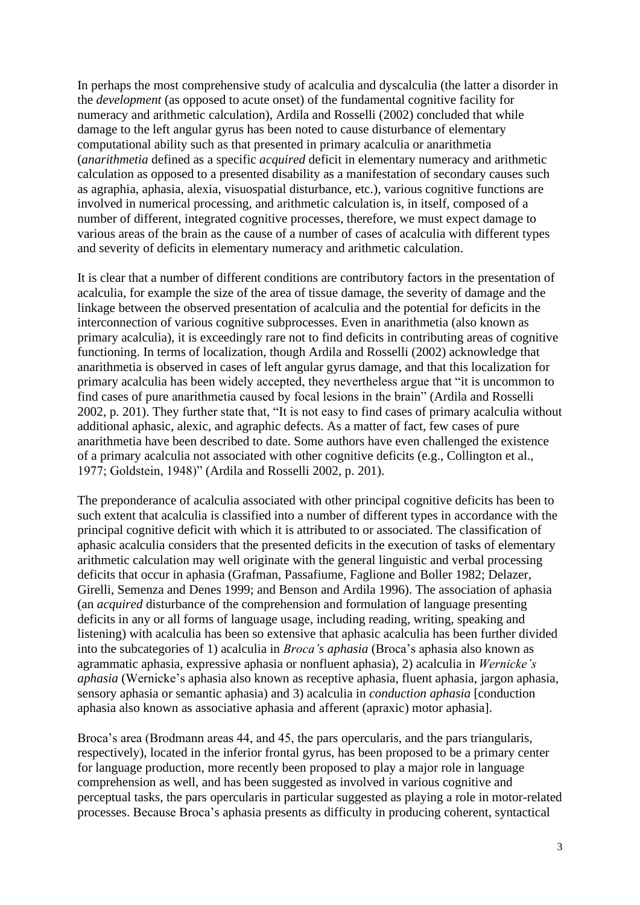In perhaps the most comprehensive study of acalculia and dyscalculia (the latter a disorder in the *development* (as opposed to acute onset) of the fundamental cognitive facility for numeracy and arithmetic calculation), Ardila and Rosselli (2002) concluded that while damage to the left angular gyrus has been noted to cause disturbance of elementary computational ability such as that presented in primary acalculia or anarithmetia (*anarithmetia* defined as a specific *acquired* deficit in elementary numeracy and arithmetic calculation as opposed to a presented disability as a manifestation of secondary causes such as agraphia, aphasia, alexia, visuospatial disturbance, etc.), various cognitive functions are involved in numerical processing, and arithmetic calculation is, in itself, composed of a number of different, integrated cognitive processes, therefore, we must expect damage to various areas of the brain as the cause of a number of cases of acalculia with different types and severity of deficits in elementary numeracy and arithmetic calculation.

It is clear that a number of different conditions are contributory factors in the presentation of acalculia, for example the size of the area of tissue damage, the severity of damage and the linkage between the observed presentation of acalculia and the potential for deficits in the interconnection of various cognitive subprocesses. Even in anarithmetia (also known as primary acalculia), it is exceedingly rare not to find deficits in contributing areas of cognitive functioning. In terms of localization, though Ardila and Rosselli (2002) acknowledge that anarithmetia is observed in cases of left angular gyrus damage, and that this localization for primary acalculia has been widely accepted, they nevertheless argue that "it is uncommon to find cases of pure anarithmetia caused by focal lesions in the brain" (Ardila and Rosselli 2002, p. 201). They further state that, "It is not easy to find cases of primary acalculia without additional aphasic, alexic, and agraphic defects. As a matter of fact, few cases of pure anarithmetia have been described to date. Some authors have even challenged the existence of a primary acalculia not associated with other cognitive deficits (e.g., Collington et al., 1977; Goldstein, 1948)" (Ardila and Rosselli 2002, p. 201).

The preponderance of acalculia associated with other principal cognitive deficits has been to such extent that acalculia is classified into a number of different types in accordance with the principal cognitive deficit with which it is attributed to or associated. The classification of aphasic acalculia considers that the presented deficits in the execution of tasks of elementary arithmetic calculation may well originate with the general linguistic and verbal processing deficits that occur in aphasia (Grafman, Passafiume, Faglione and Boller 1982; Delazer, Girelli, Semenza and Denes 1999; and Benson and Ardila 1996). The association of aphasia (an *acquired* disturbance of the comprehension and formulation of language presenting deficits in any or all forms of language usage, including reading, writing, speaking and listening) with acalculia has been so extensive that aphasic acalculia has been further divided into the subcategories of 1) acalculia in *Broca's aphasia* (Broca's aphasia also known as agrammatic aphasia, expressive aphasia or nonfluent aphasia), 2) acalculia in *Wernicke's aphasia* (Wernicke's aphasia also known as receptive aphasia, fluent aphasia, jargon aphasia, sensory aphasia or semantic aphasia) and 3) acalculia in *conduction aphasia* [conduction aphasia also known as associative aphasia and afferent (apraxic) motor aphasia].

Broca's area (Brodmann areas 44, and 45, the pars opercularis, and the pars triangularis, respectively), located in the inferior frontal gyrus, has been proposed to be a primary center for language production, more recently been proposed to play a major role in language comprehension as well, and has been suggested as involved in various cognitive and perceptual tasks, the pars opercularis in particular suggested as playing a role in motor-related processes. Because Broca's aphasia presents as difficulty in producing coherent, syntactical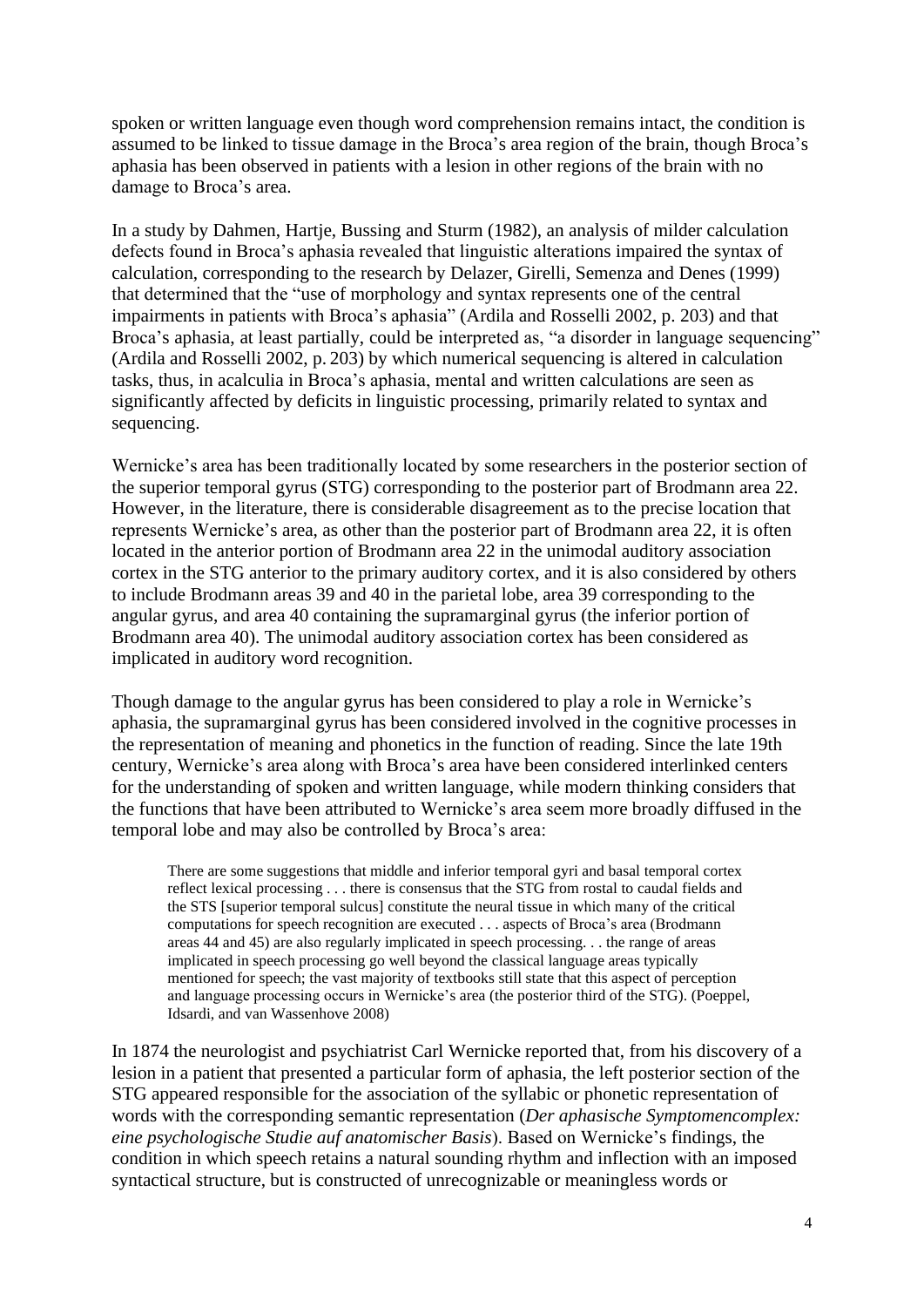spoken or written language even though word comprehension remains intact, the condition is assumed to be linked to tissue damage in the Broca's area region of the brain, though Broca's aphasia has been observed in patients with a lesion in other regions of the brain with no damage to Broca's area.

In a study by Dahmen, Hartje, Bussing and Sturm (1982), an analysis of milder calculation defects found in Broca's aphasia revealed that linguistic alterations impaired the syntax of calculation, corresponding to the research by Delazer, Girelli, Semenza and Denes (1999) that determined that the "use of morphology and syntax represents one of the central impairments in patients with Broca's aphasia" (Ardila and Rosselli 2002, p. 203) and that Broca's aphasia, at least partially, could be interpreted as, "a disorder in language sequencing" (Ardila and Rosselli 2002, p. 203) by which numerical sequencing is altered in calculation tasks, thus, in acalculia in Broca's aphasia, mental and written calculations are seen as significantly affected by deficits in linguistic processing, primarily related to syntax and sequencing.

Wernicke's area has been traditionally located by some researchers in the posterior section of the superior temporal gyrus (STG) corresponding to the posterior part of Brodmann area 22. However, in the literature, there is considerable disagreement as to the precise location that represents Wernicke's area, as other than the posterior part of Brodmann area 22, it is often located in the anterior portion of Brodmann area 22 in the unimodal auditory association cortex in the STG anterior to the primary auditory cortex, and it is also considered by others to include Brodmann areas 39 and 40 in the parietal lobe, area 39 corresponding to the angular gyrus, and area 40 containing the supramarginal gyrus (the inferior portion of Brodmann area 40). The unimodal auditory association cortex has been considered as implicated in auditory word recognition.

Though damage to the angular gyrus has been considered to play a role in Wernicke's aphasia, the supramarginal gyrus has been considered involved in the cognitive processes in the representation of meaning and phonetics in the function of reading. Since the late 19th century, Wernicke's area along with Broca's area have been considered interlinked centers for the understanding of spoken and written language, while modern thinking considers that the functions that have been attributed to Wernicke's area seem more broadly diffused in the temporal lobe and may also be controlled by Broca's area:

> There are some suggestions that middle and inferior temporal gyri and basal temporal cortex reflect lexical processing . . . there is consensus that the STG from rostal to caudal fields and the STS [superior temporal sulcus] constitute the neural tissue in which many of the critical computations for speech recognition are executed . . . aspects of Broca's area (Brodmann areas 44 and 45) are also regularly implicated in speech processing. . . the range of areas implicated in speech processing go well beyond the classical language areas typically mentioned for speech; the vast majority of textbooks still state that this aspect of perception and language processing occurs in Wernicke's area (the posterior third of the STG). (Poeppel, Idsardi, and van Wassenhove 2008)

In 1874 the neurologist and psychiatrist Carl Wernicke reported that, from his discovery of a lesion in a patient that presented a particular form of aphasia, the left posterior section of the STG appeared responsible for the association of the syllabic or phonetic representation of words with the corresponding semantic representation (*Der aphasische Symptomencomplex: eine psychologische Studie auf anatomischer Basis*). Based on Wernicke's findings, the condition in which speech retains a natural sounding rhythm and inflection with an imposed syntactical structure, but is constructed of unrecognizable or meaningless words or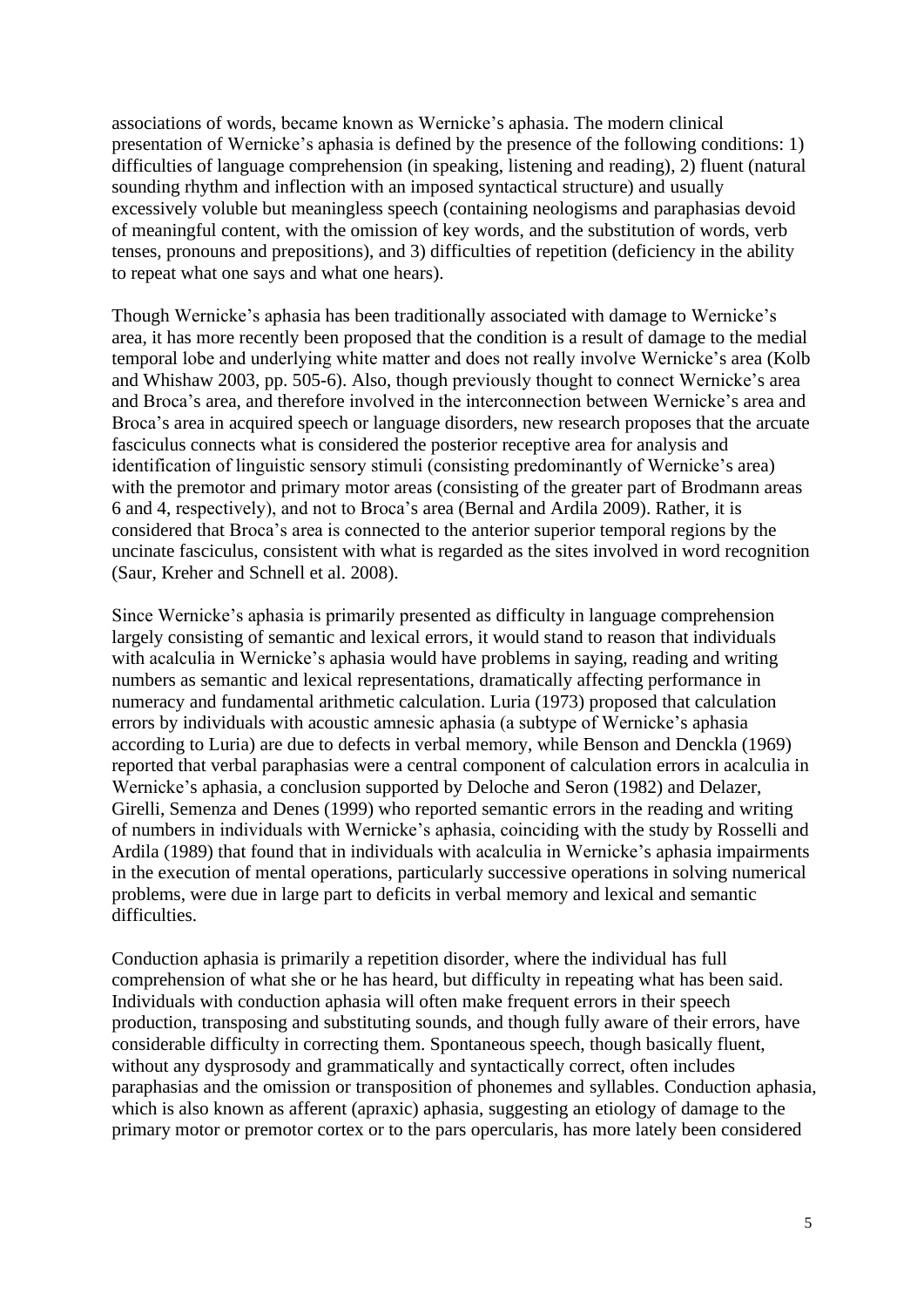associations of words, became known as Wernicke's aphasia. The modern clinical presentation of Wernicke's aphasia is defined by the presence of the following conditions: 1) difficulties of language comprehension (in speaking, listening and reading), 2) fluent (natural sounding rhythm and inflection with an imposed syntactical structure) and usually excessively voluble but meaningless speech (containing neologisms and paraphasias devoid of meaningful content, with the omission of key words, and the substitution of words, verb tenses, pronouns and prepositions), and 3) difficulties of repetition (deficiency in the ability to repeat what one says and what one hears).

Though Wernicke's aphasia has been traditionally associated with damage to Wernicke's area, it has more recently been proposed that the condition is a result of damage to the medial temporal lobe and underlying white matter and does not really involve Wernicke's area (Kolb and Whishaw 2003, pp. 505-6). Also, though previously thought to connect Wernicke's area and Broca's area, and therefore involved in the interconnection between Wernicke's area and Broca's area in acquired speech or language disorders, new research proposes that the arcuate fasciculus connects what is considered the posterior receptive area for analysis and identification of linguistic sensory stimuli (consisting predominantly of Wernicke's area) with the premotor and primary motor areas (consisting of the greater part of Brodmann areas 6 and 4, respectively), and not to Broca's area (Bernal and Ardila 2009). Rather, it is considered that Broca's area is connected to the anterior superior temporal regions by the uncinate fasciculus, consistent with what is regarded as the sites involved in word recognition (Saur, Kreher and Schnell et al. 2008).

Since Wernicke's aphasia is primarily presented as difficulty in language comprehension largely consisting of semantic and lexical errors, it would stand to reason that individuals with acalculia in Wernicke's aphasia would have problems in saying, reading and writing numbers as semantic and lexical representations, dramatically affecting performance in numeracy and fundamental arithmetic calculation. Luria (1973) proposed that calculation errors by individuals with acoustic amnesic aphasia (a subtype of Wernicke's aphasia according to Luria) are due to defects in verbal memory, while Benson and Denckla (1969) reported that verbal paraphasias were a central component of calculation errors in acalculia in Wernicke's aphasia, a conclusion supported by Deloche and Seron (1982) and Delazer, Girelli, Semenza and Denes (1999) who reported semantic errors in the reading and writing of numbers in individuals with Wernicke's aphasia, coinciding with the study by Rosselli and Ardila (1989) that found that in individuals with acalculia in Wernicke's aphasia impairments in the execution of mental operations, particularly successive operations in solving numerical problems, were due in large part to deficits in verbal memory and lexical and semantic difficulties.

Conduction aphasia is primarily a repetition disorder, where the individual has full comprehension of what she or he has heard, but difficulty in repeating what has been said. Individuals with conduction aphasia will often make frequent errors in their speech production, transposing and substituting sounds, and though fully aware of their errors, have considerable difficulty in correcting them. Spontaneous speech, though basically fluent, without any dysprosody and grammatically and syntactically correct, often includes paraphasias and the omission or transposition of phonemes and syllables. Conduction aphasia, which is also known as afferent (apraxic) aphasia, suggesting an etiology of damage to the primary motor or premotor cortex or to the pars opercularis, has more lately been considered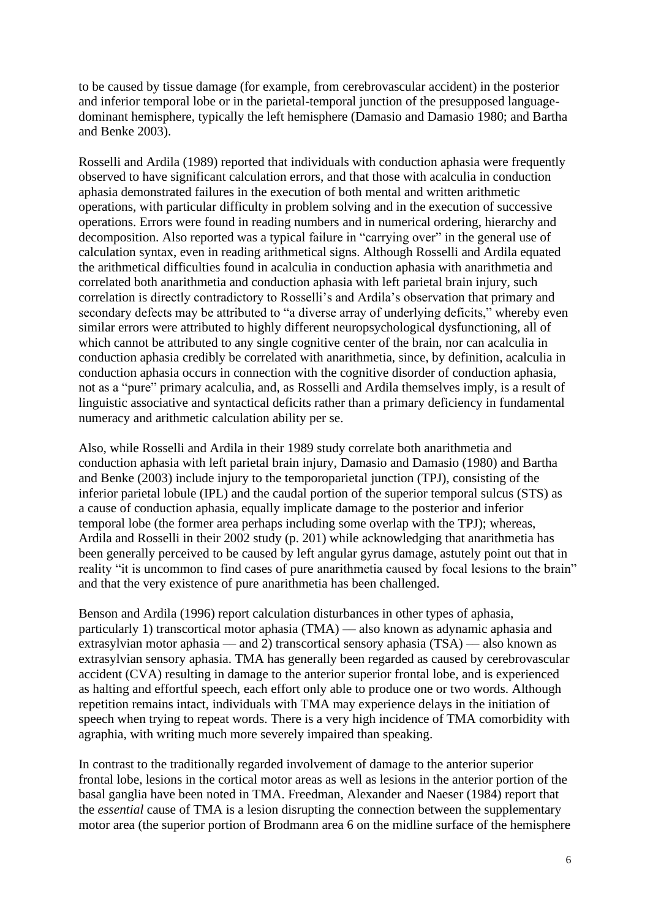to be caused by tissue damage (for example, from cerebrovascular accident) in the posterior and inferior temporal lobe or in the parietal-temporal junction of the presupposed language-dominant hemisphere, typically the left hemisphere (Damasio and Damasio 1980; and Bartha and Benke 2003).

Rosselli and Ardila (1989) reported that individuals with conduction aphasia were frequently observed to have significant calculation errors, and that those with acalculia in conduction aphasia demonstrated failures in the execution of both mental and written arithmetic operations, with particular difficulty in problem solving and in the execution of successive operations. Errors were found in reading numbers and in numerical ordering, hierarchy and decomposition. Also reported was a typical failure in "carrying over" in the general use of calculation syntax, even in reading arithmetical signs. Although Rosselli and Ardila equated the arithmetical difficulties found in acalculia in conduction aphasia with anarithmetia and correlated both anarithmetia and conduction aphasia with left parietal brain injury, such correlation is directly contradictory to Rosselli's and Ardila's observation that primary and secondary defects may be attributed to "a diverse array of underlying deficits," whereby even similar errors were attributed to highly different neuropsychological dysfunctioning, all of which cannot be attributed to any single cognitive center of the brain, nor can acalculia in conduction aphasia credibly be correlated with anarithmetia, since, by definition, acalculia in conduction aphasia occurs in connection with the cognitive disorder of conduction aphasia, not as a "pure" primary acalculia, and, as Rosselli and Ardila themselves imply, is a result of linguistic associative and syntactical deficits rather than a primary deficiency in fundamental numeracy and arithmetic calculation ability per se.

Also, while Rosselli and Ardila in their 1989 study correlate both anarithmetia and conduction aphasia with left parietal brain injury, Damasio and Damasio (1980) and Bartha and Benke (2003) include injury to the temporoparietal junction (TPJ), consisting of the inferior parietal lobule (IPL) and the caudal portion of the superior temporal sulcus (STS) as a cause of conduction aphasia, equally implicate damage to the posterior and inferior temporal lobe (the former area perhaps including some overlap with the TPJ); whereas, Ardila and Rosselli in their 2002 study (p. 201) while acknowledging that anarithmetia has been generally perceived to be caused by left angular gyrus damage, astutely point out that in reality "it is uncommon to find cases of pure anarithmetia caused by focal lesions to the brain" and that the very existence of pure anarithmetia has been challenged.

Benson and Ardila (1996) report calculation disturbances in other types of aphasia, particularly 1) transcortical motor aphasia (TMA) — also known as adynamic aphasia and extrasylvian motor aphasia — and 2) transcortical sensory aphasia (TSA) — also known as extrasylvian sensory aphasia. TMA has generally been regarded as caused by cerebrovascular accident (CVA) resulting in damage to the anterior superior frontal lobe, and is experienced as halting and effortful speech, each effort only able to produce one or two words. Although repetition remains intact, individuals with TMA may experience delays in the initiation of speech when trying to repeat words. There is a very high incidence of TMA comorbidity with agraphia, with writing much more severely impaired than speaking.

In contrast to the traditionally regarded involvement of damage to the anterior superior frontal lobe, lesions in the cortical motor areas as well as lesions in the anterior portion of the basal ganglia have been noted in TMA. Freedman, Alexander and Naeser (1984) report that the *essential* cause of TMA is a lesion disrupting the connection between the supplementary motor area (the superior portion of Brodmann area 6 on the midline surface of the hemisphere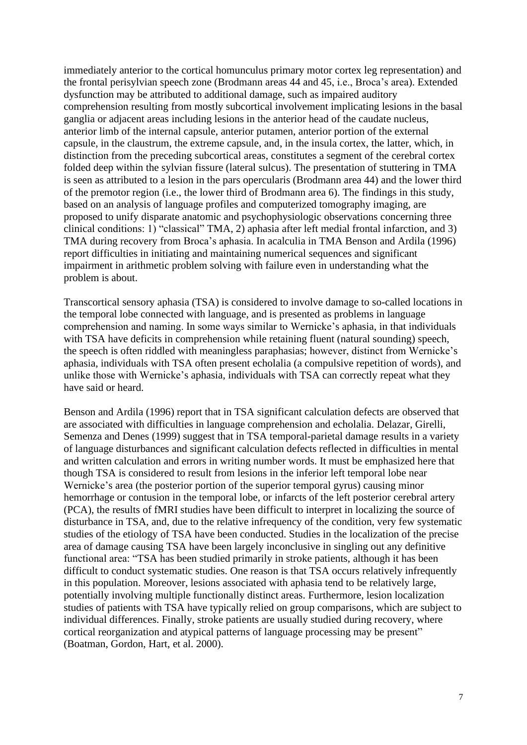immediately anterior to the cortical homunculus primary motor cortex leg representation) and the frontal perisylvian speech zone (Brodmann areas 44 and 45, i.e., Broca's area). Extended dysfunction may be attributed to additional damage, such as impaired auditory comprehension resulting from mostly subcortical involvement implicating lesions in the basal ganglia or adjacent areas including lesions in the anterior head of the caudate nucleus, anterior limb of the internal capsule, anterior putamen, anterior portion of the external capsule, in the claustrum, the extreme capsule, and, in the insula cortex, the latter, which, in distinction from the preceding subcortical areas, constitutes a segment of the cerebral cortex folded deep within the sylvian fissure (lateral sulcus). The presentation of stuttering in TMA is seen as attributed to a lesion in the pars opercularis (Brodmann area 44) and the lower third of the premotor region (i.e., the lower third of Brodmann area 6). The findings in this study, based on an analysis of language profiles and computerized tomography imaging, are proposed to unify disparate anatomic and psychophysiologic observations concerning three clinical conditions: 1) "classical" TMA, 2) aphasia after left medial frontal infarction, and 3) TMA during recovery from Broca's aphasia. In acalculia in TMA Benson and Ardila (1996) report difficulties in initiating and maintaining numerical sequences and significant impairment in arithmetic problem solving with failure even in understanding what the problem is about.

Transcortical sensory aphasia (TSA) is considered to involve damage to so-called locations in the temporal lobe connected with language, and is presented as problems in language comprehension and naming. In some ways similar to Wernicke's aphasia, in that individuals with TSA have deficits in comprehension while retaining fluent (natural sounding) speech, the speech is often riddled with meaningless paraphasias; however, distinct from Wernicke's aphasia, individuals with TSA often present echolalia (a compulsive repetition of words), and unlike those with Wernicke's aphasia, individuals with TSA can correctly repeat what they have said or heard.

Benson and Ardila (1996) report that in TSA significant calculation defects are observed that are associated with difficulties in language comprehension and echolalia. Delazar, Girelli, Semenza and Denes (1999) suggest that in TSA temporal-parietal damage results in a variety of language disturbances and significant calculation defects reflected in difficulties in mental and written calculation and errors in writing number words. It must be emphasized here that though TSA is considered to result from lesions in the inferior left temporal lobe near Wernicke's area (the posterior portion of the superior temporal gyrus) causing minor hemorrhage or contusion in the temporal lobe, or infarcts of the left posterior cerebral artery (PCA), the results of fMRI studies have been difficult to interpret in localizing the source of disturbance in TSA, and, due to the relative infrequency of the condition, very few systematic studies of the etiology of TSA have been conducted. Studies in the localization of the precise area of damage causing TSA have been largely inconclusive in singling out any definitive functional area: "TSA has been studied primarily in stroke patients, although it has been difficult to conduct systematic studies. One reason is that TSA occurs relatively infrequently in this population. Moreover, lesions associated with aphasia tend to be relatively large, potentially involving multiple functionally distinct areas. Furthermore, lesion localization studies of patients with TSA have typically relied on group comparisons, which are subject to individual differences. Finally, stroke patients are usually studied during recovery, where cortical reorganization and atypical patterns of language processing may be present" (Boatman, Gordon, Hart, et al. 2000).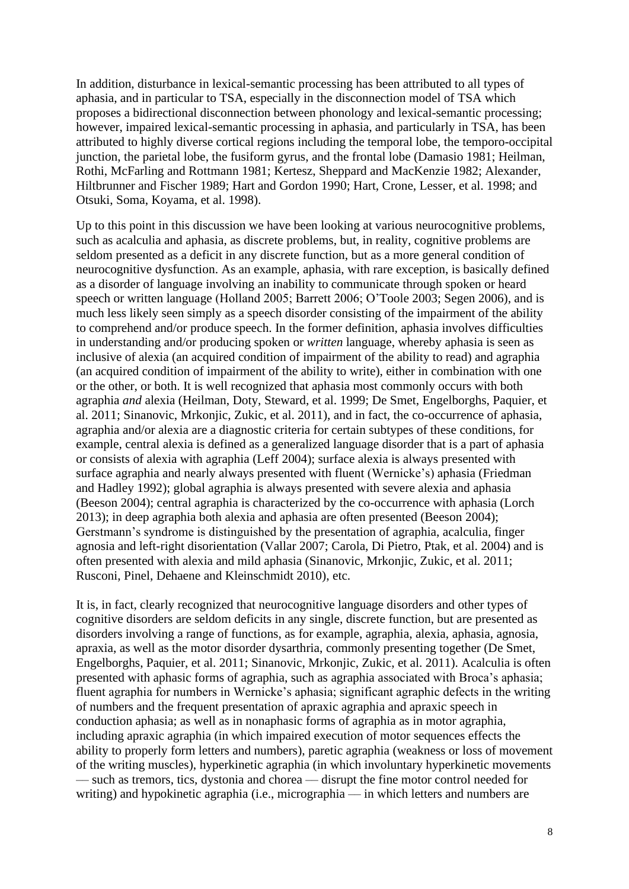In addition, disturbance in lexical-semantic processing has been attributed to all types of aphasia, and in particular to TSA, especially in the disconnection model of TSA which proposes a bidirectional disconnection between phonology and lexical-semantic processing; however, impaired lexical-semantic processing in aphasia, and particularly in TSA, has been attributed to highly diverse cortical regions including the temporal lobe, the temporo-occipital junction, the parietal lobe, the fusiform gyrus, and the frontal lobe (Damasio 1981; Heilman, Rothi, McFarling and Rottmann 1981; Kertesz, Sheppard and MacKenzie 1982; Alexander, Hiltbrunner and Fischer 1989; Hart and Gordon 1990; Hart, Crone, Lesser, et al. 1998; and Otsuki, Soma, Koyama, et al. 1998).

Up to this point in this discussion we have been looking at various neurocognitive problems, such as acalculia and aphasia, as discrete problems, but, in reality, cognitive problems are seldom presented as a deficit in any discrete function, but as a more general condition of neurocognitive dysfunction. As an example, aphasia, with rare exception, is basically defined as a disorder of language involving an inability to communicate through spoken or heard speech or written language (Holland 2005; Barrett 2006; O'Toole 2003; Segen 2006), and is much less likely seen simply as a speech disorder consisting of the impairment of the ability to comprehend and/or produce speech. In the former definition, aphasia involves difficulties in understanding and/or producing spoken or *written* language, whereby aphasia is seen as inclusive of alexia (an acquired condition of impairment of the ability to read) and agraphia (an acquired condition of impairment of the ability to write), either in combination with one or the other, or both. It is well recognized that aphasia most commonly occurs with both agraphia *and* alexia (Heilman, Doty, Steward, et al. 1999; De Smet, Engelborghs, Paquier, et al. 2011; Sinanovic, Mrkonjic, Zukic, et al. 2011), and in fact, the co-occurrence of aphasia, agraphia and/or alexia are a diagnostic criteria for certain subtypes of these conditions, for example, central alexia is defined as a generalized language disorder that is a part of aphasia or consists of alexia with agraphia (Leff 2004); surface alexia is always presented with surface agraphia and nearly always presented with fluent (Wernicke's) aphasia (Friedman and Hadley 1992); global agraphia is always presented with severe alexia and aphasia (Beeson 2004); central agraphia is characterized by the co-occurrence with aphasia (Lorch 2013); in deep agraphia both alexia and aphasia are often presented (Beeson 2004); Gerstmann's syndrome is distinguished by the presentation of agraphia, acalculia, finger agnosia and left-right disorientation (Vallar 2007; Carola, Di Pietro, Ptak, et al. 2004) and is often presented with alexia and mild aphasia (Sinanovic, Mrkonjic, Zukic, et al. 2011; Rusconi, Pinel, Dehaene and Kleinschmidt 2010), etc.

It is, in fact, clearly recognized that neurocognitive language disorders and other types of cognitive disorders are seldom deficits in any single, discrete function, but are presented as disorders involving a range of functions, as for example, agraphia, alexia, aphasia, agnosia, apraxia, as well as the motor disorder dysarthria, commonly presenting together (De Smet, Engelborghs, Paquier, et al. 2011; Sinanovic, Mrkonjic, Zukic, et al. 2011). Acalculia is often presented with aphasic forms of agraphia, such as agraphia associated with Broca's aphasia; fluent agraphia for numbers in Wernicke's aphasia; significant agraphic defects in the writing of numbers and the frequent presentation of apraxic agraphia and apraxic speech in conduction aphasia; as well as in nonaphasic forms of agraphia as in motor agraphia, including apraxic agraphia (in which impaired execution of motor sequences effects the ability to properly form letters and numbers), paretic agraphia (weakness or loss of movement of the writing muscles), hyperkinetic agraphia (in which involuntary hyperkinetic movements — such as tremors, tics, dystonia and chorea — disrupt the fine motor control needed for writing) and hypokinetic agraphia (i.e., micrographia — in which letters and numbers are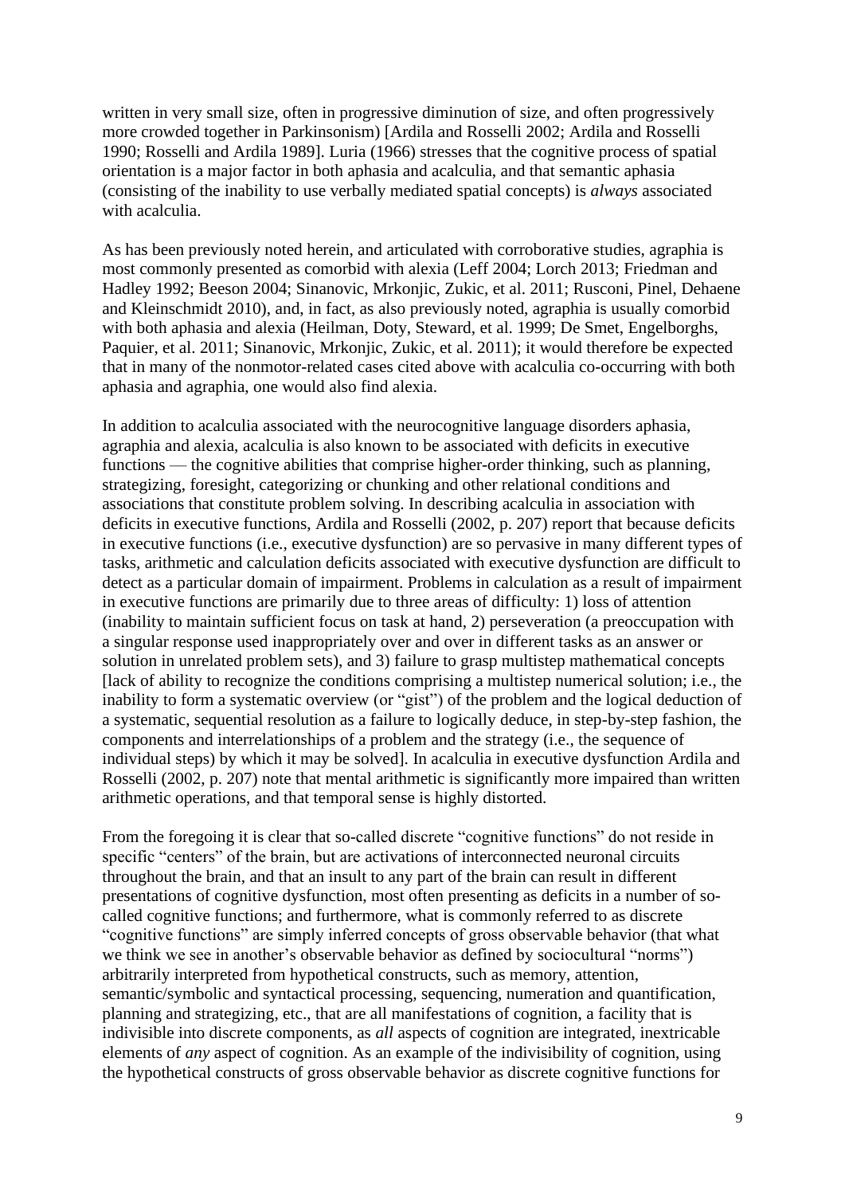written in very small size, often in progressive diminution of size, and often progressively more crowded together in Parkinsonism) [Ardila and Rosselli 2002; Ardila and Rosselli 1990; Rosselli and Ardila 1989]. Luria (1966) stresses that the cognitive process of spatial orientation is a major factor in both aphasia and acalculia, and that semantic aphasia (consisting of the inability to use verbally mediated spatial concepts) is *always* associated with acalculia.

As has been previously noted herein, and articulated with corroborative studies, agraphia is most commonly presented as comorbid with alexia (Leff 2004; Lorch 2013; Friedman and Hadley 1992; Beeson 2004; Sinanovic, Mrkonjic, Zukic, et al. 2011; Rusconi, Pinel, Dehaene and Kleinschmidt 2010), and, in fact, as also previously noted, agraphia is usually comorbid with both aphasia and alexia (Heilman, Doty, Steward, et al. 1999; De Smet, Engelborghs, Paquier, et al. 2011; Sinanovic, Mrkonjic, Zukic, et al. 2011); it would therefore be expected that in many of the nonmotor-related cases cited above with acalculia co-occurring with both aphasia and agraphia, one would also find alexia.

In addition to acalculia associated with the neurocognitive language disorders aphasia, agraphia and alexia, acalculia is also known to be associated with deficits in executive functions — the cognitive abilities that comprise higher-order thinking, such as planning, strategizing, foresight, categorizing or chunking and other relational conditions and associations that constitute problem solving. In describing acalculia in association with deficits in executive functions, Ardila and Rosselli (2002, p. 207) report that because deficits in executive functions (i.e., executive dysfunction) are so pervasive in many different types of tasks, arithmetic and calculation deficits associated with executive dysfunction are difficult to detect as a particular domain of impairment. Problems in calculation as a result of impairment in executive functions are primarily due to three areas of difficulty: 1) loss of attention (inability to maintain sufficient focus on task at hand, 2) perseveration (a preoccupation with a singular response used inappropriately over and over in different tasks as an answer or solution in unrelated problem sets), and 3) failure to grasp multistep mathematical concepts [lack of ability to recognize the conditions comprising a multistep numerical solution; i.e., the inability to form a systematic overview (or "gist") of the problem and the logical deduction of a systematic, sequential resolution as a failure to logically deduce, in step-by-step fashion, the components and interrelationships of a problem and the strategy (i.e., the sequence of individual steps) by which it may be solved]. In acalculia in executive dysfunction Ardila and Rosselli (2002, p. 207) note that mental arithmetic is significantly more impaired than written arithmetic operations, and that temporal sense is highly distorted.

From the foregoing it is clear that so-called discrete "cognitive functions" do not reside in specific "centers" of the brain, but are activations of interconnected neuronal circuits throughout the brain, and that an insult to any part of the brain can result in different presentations of cognitive dysfunction, most often presenting as deficits in a number of so-called cognitive functions; and furthermore, what is commonly referred to as discrete "cognitive functions" are simply inferred concepts of gross observable behavior (that what we think we see in another's observable behavior as defined by sociocultural "norms") arbitrarily interpreted from hypothetical constructs, such as memory, attention, semantic/symbolic and syntactical processing, sequencing, numeration and quantification, planning and strategizing, etc., that are all manifestations of cognition, a facility that is indivisible into discrete components, as *all* aspects of cognition are integrated, inextricable elements of *any* aspect of cognition. As an example of the indivisibility of cognition, using the hypothetical constructs of gross observable behavior as discrete cognitive functions for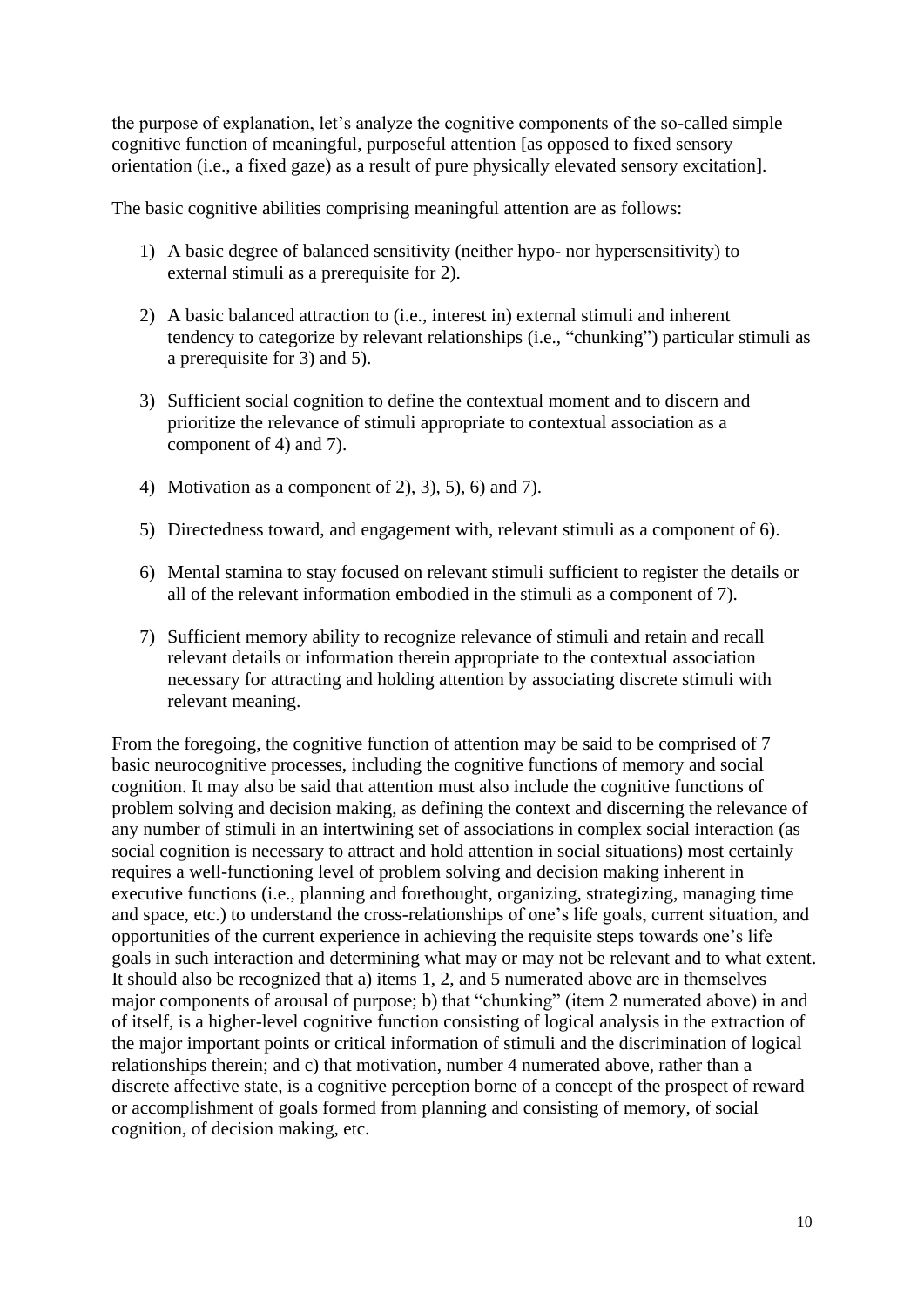the purpose of explanation, let's analyze the cognitive components of the so-called simple cognitive function of meaningful, purposeful attention [as opposed to fixed sensory orientation (i.e., a fixed gaze) as a result of pure physically elevated sensory excitation].

The basic cognitive abilities comprising meaningful attention are as follows:

1) A basic degree of balanced sensitivity (neither hypo- nor hypersensitivity) to external stimuli as a prerequisite for 2).

2) A basic balanced attraction to (i.e., interest in) external stimuli and inherent tendency to categorize by relevant relationships (i.e., "chunking") particular stimuli as a prerequisite for 3) and 5).

3) Sufficient social cognition to define the contextual moment and to discern and prioritize the relevance of stimuli appropriate to contextual association as a component of 4) and 7).

4) Motivation as a component of 2), 3), 5), 6) and 7).

5) Directedness toward, and engagement with, relevant stimuli as a component of 6).

6) Mental stamina to stay focused on relevant stimuli sufficient to register the details or all of the relevant information embodied in the stimuli as a component of 7).

7) Sufficient memory ability to recognize relevance of stimuli and retain and recall relevant details or information therein appropriate to the contextual association necessary for attracting and holding attention by associating discrete stimuli with relevant meaning.

From the foregoing, the cognitive function of attention may be said to be comprised of 7 basic neurocognitive processes, including the cognitive functions of memory and social cognition. It may also be said that attention must also include the cognitive functions of problem solving and decision making, as defining the context and discerning the relevance of any number of stimuli in an intertwining set of associations in complex social interaction (as social cognition is necessary to attract and hold attention in social situations) most certainly requires a well-functioning level of problem solving and decision making inherent in executive functions (i.e., planning and forethought, organizing, strategizing, managing time and space, etc.) to understand the cross-relationships of one's life goals, current situation, and opportunities of the current experience in achieving the requisite steps towards one's life goals in such interaction and determining what may or may not be relevant and to what extent. It should also be recognized that a) items 1, 2, and 5 numerated above are in themselves major components of arousal of purpose; b) that "chunking" (item 2 numerated above) in and of itself, is a higher-level cognitive function consisting of logical analysis in the extraction of the major important points or critical information of stimuli and the discrimination of logical relationships therein; and c) that motivation, number 4 numerated above, rather than a discrete affective state, is a cognitive perception borne of a concept of the prospect of reward or accomplishment of goals formed from planning and consisting of memory, of social cognition, of decision making, etc.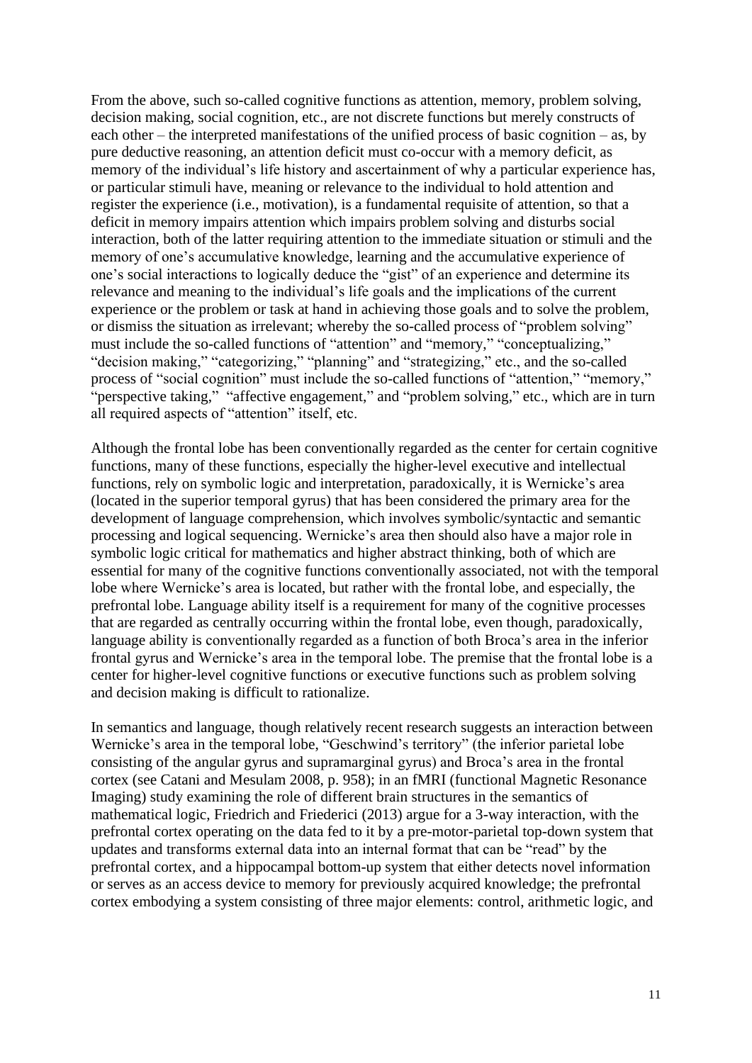From the above, such so-called cognitive functions as attention, memory, problem solving, decision making, social cognition, etc., are not discrete functions but merely constructs of each other – the interpreted manifestations of the unified process of basic cognition – as, by pure deductive reasoning, an attention deficit must co-occur with a memory deficit, as memory of the individual's life history and ascertainment of why a particular experience has, or particular stimuli have, meaning or relevance to the individual to hold attention and register the experience (i.e., motivation), is a fundamental requisite of attention, so that a deficit in memory impairs attention which impairs problem solving and disturbs social interaction, both of the latter requiring attention to the immediate situation or stimuli and the memory of one's accumulative knowledge, learning and the accumulative experience of one's social interactions to logically deduce the "gist" of an experience and determine its relevance and meaning to the individual's life goals and the implications of the current experience or the problem or task at hand in achieving those goals and to solve the problem, or dismiss the situation as irrelevant; whereby the so-called process of "problem solving" must include the so-called functions of "attention" and "memory," "conceptualizing," "decision making," "categorizing," "planning" and "strategizing," etc., and the so-called process of "social cognition" must include the so-called functions of "attention," "memory," "perspective taking," "affective engagement," and "problem solving," etc., which are in turn all required aspects of "attention" itself, etc.

Although the frontal lobe has been conventionally regarded as the center for certain cognitive functions, many of these functions, especially the higher-level executive and intellectual functions, rely on symbolic logic and interpretation, paradoxically, it is Wernicke's area (located in the superior temporal gyrus) that has been considered the primary area for the development of language comprehension, which involves symbolic/syntactic and semantic processing and logical sequencing. Wernicke's area then should also have a major role in symbolic logic critical for mathematics and higher abstract thinking, both of which are essential for many of the cognitive functions conventionally associated, not with the temporal lobe where Wernicke's area is located, but rather with the frontal lobe, and especially, the prefrontal lobe. Language ability itself is a requirement for many of the cognitive processes that are regarded as centrally occurring within the frontal lobe, even though, paradoxically, language ability is conventionally regarded as a function of both Broca's area in the inferior frontal gyrus and Wernicke's area in the temporal lobe. The premise that the frontal lobe is a center for higher-level cognitive functions or executive functions such as problem solving and decision making is difficult to rationalize.

In semantics and language, though relatively recent research suggests an interaction between Wernicke's area in the temporal lobe, "Geschwind's territory" (the inferior parietal lobe consisting of the angular gyrus and supramarginal gyrus) and Broca's area in the frontal cortex (see Catani and Mesulam 2008, p. 958); in an fMRI (functional Magnetic Resonance Imaging) study examining the role of different brain structures in the semantics of mathematical logic, Friedrich and Friederici (2013) argue for a 3-way interaction, with the prefrontal cortex operating on the data fed to it by a pre-motor-parietal top-down system that updates and transforms external data into an internal format that can be "read" by the prefrontal cortex, and a hippocampal bottom-up system that either detects novel information or serves as an access device to memory for previously acquired knowledge; the prefrontal cortex embodying a system consisting of three major elements: control, arithmetic logic, and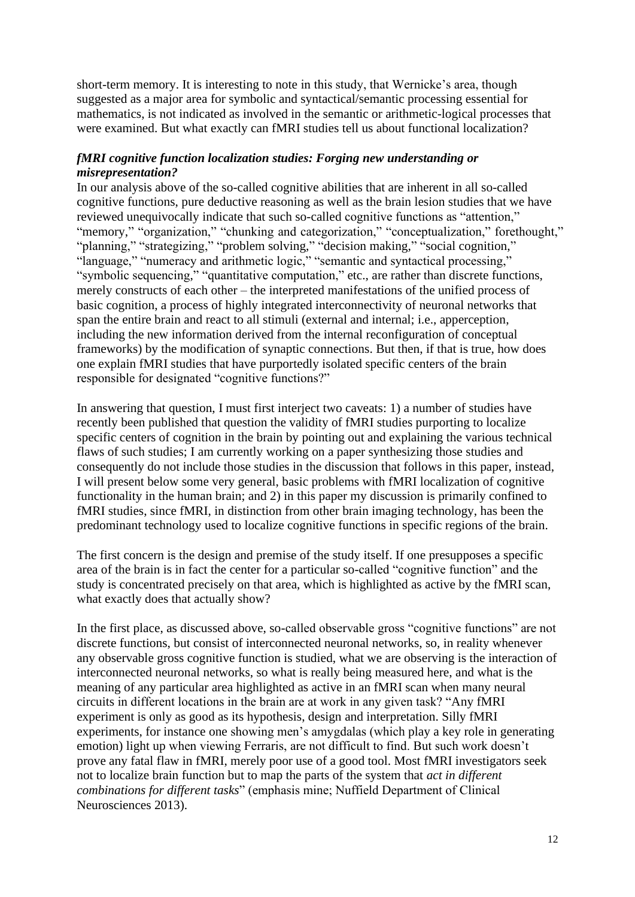short-term memory. It is interesting to note in this study, that Wernicke's area, though suggested as a major area for symbolic and syntactical/semantic processing essential for mathematics, is not indicated as involved in the semantic or arithmetic-logical processes that were examined. But what exactly can fMRI studies tell us about functional localization?

### *fMRI cognitive function localization studies: Forging new understanding or misrepresentation?*

In our analysis above of the so-called cognitive abilities that are inherent in all so-called cognitive functions, pure deductive reasoning as well as the brain lesion studies that we have reviewed unequivocally indicate that such so-called cognitive functions as "attention," "memory," "organization," "chunking and categorization," "conceptualization," forethought," "planning," "strategizing," "problem solving," "decision making," "social cognition," "language," "numeracy and arithmetic logic," "semantic and syntactical processing," "symbolic sequencing," "quantitative computation," etc., are rather than discrete functions, merely constructs of each other – the interpreted manifestations of the unified process of basic cognition, a process of highly integrated interconnectivity of neuronal networks that span the entire brain and react to all stimuli (external and internal; i.e., apperception, including the new information derived from the internal reconfiguration of conceptual frameworks) by the modification of synaptic connections. But then, if that is true, how does one explain fMRI studies that have purportedly isolated specific centers of the brain responsible for designated "cognitive functions?"

In answering that question, I must first interject two caveats: 1) a number of studies have recently been published that question the validity of fMRI studies purporting to localize specific centers of cognition in the brain by pointing out and explaining the various technical flaws of such studies; I am currently working on a paper synthesizing those studies and consequently do not include those studies in the discussion that follows in this paper, instead, I will present below some very general, basic problems with fMRI localization of cognitive functionality in the human brain; and 2) in this paper my discussion is primarily confined to fMRI studies, since fMRI, in distinction from other brain imaging technology, has been the predominant technology used to localize cognitive functions in specific regions of the brain.

The first concern is the design and premise of the study itself. If one presupposes a specific area of the brain is in fact the center for a particular so-called "cognitive function" and the study is concentrated precisely on that area, which is highlighted as active by the fMRI scan, what exactly does that actually show?

In the first place, as discussed above, so-called observable gross "cognitive functions" are not discrete functions, but consist of interconnected neuronal networks, so, in reality whenever any observable gross cognitive function is studied, what we are observing is the interaction of interconnected neuronal networks, so what is really being measured here, and what is the meaning of any particular area highlighted as active in an fMRI scan when many neural circuits in different locations in the brain are at work in any given task? "Any fMRI experiment is only as good as its hypothesis, design and interpretation. Silly fMRI experiments, for instance one showing men's amygdalas (which play a key role in generating emotion) light up when viewing Ferraris, are not difficult to find. But such work doesn't prove any fatal flaw in fMRI, merely poor use of a good tool. Most fMRI investigators seek not to localize brain function but to map the parts of the system that *act in different combinations for different tasks*" (emphasis mine; Nuffield Department of Clinical Neurosciences 2013).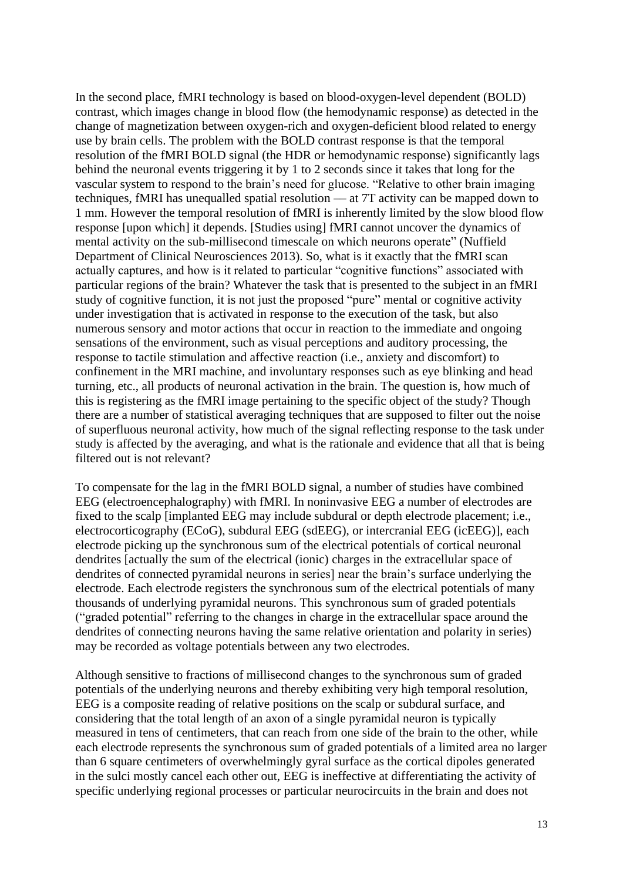In the second place, fMRI technology is based on blood-oxygen-level dependent (BOLD) contrast, which images change in blood flow (the hemodynamic response) as detected in the change of magnetization between oxygen-rich and oxygen-deficient blood related to energy use by brain cells. The problem with the BOLD contrast response is that the temporal resolution of the fMRI BOLD signal (the HDR or hemodynamic response) significantly lags behind the neuronal events triggering it by 1 to 2 seconds since it takes that long for the vascular system to respond to the brain's need for glucose. "Relative to other brain imaging techniques, fMRI has unequalled spatial resolution — at 7T activity can be mapped down to 1 mm. However the temporal resolution of fMRI is inherently limited by the slow blood flow response [upon which] it depends. [Studies using] fMRI cannot uncover the dynamics of mental activity on the sub-millisecond timescale on which neurons operate" (Nuffield Department of Clinical Neurosciences 2013). So, what is it exactly that the fMRI scan actually captures, and how is it related to particular "cognitive functions" associated with particular regions of the brain? Whatever the task that is presented to the subject in an fMRI study of cognitive function, it is not just the proposed "pure" mental or cognitive activity under investigation that is activated in response to the execution of the task, but also numerous sensory and motor actions that occur in reaction to the immediate and ongoing sensations of the environment, such as visual perceptions and auditory processing, the response to tactile stimulation and affective reaction (i.e., anxiety and discomfort) to confinement in the MRI machine, and involuntary responses such as eye blinking and head turning, etc., all products of neuronal activation in the brain. The question is, how much of this is registering as the fMRI image pertaining to the specific object of the study? Though there are a number of statistical averaging techniques that are supposed to filter out the noise of superfluous neuronal activity, how much of the signal reflecting response to the task under study is affected by the averaging, and what is the rationale and evidence that all that is being filtered out is not relevant?

To compensate for the lag in the fMRI BOLD signal, a number of studies have combined EEG (electroencephalography) with fMRI. In noninvasive EEG a number of electrodes are fixed to the scalp [implanted EEG may include subdural or depth electrode placement; i.e., electrocorticography (ECoG), subdural EEG (sdEEG), or intercranial EEG (icEEG)], each electrode picking up the synchronous sum of the electrical potentials of cortical neuronal dendrites [actually the sum of the electrical (ionic) charges in the extracellular space of dendrites of connected pyramidal neurons in series] near the brain's surface underlying the electrode. Each electrode registers the synchronous sum of the electrical potentials of many thousands of underlying pyramidal neurons. This synchronous sum of graded potentials ("graded potential" referring to the changes in charge in the extracellular space around the dendrites of connecting neurons having the same relative orientation and polarity in series) may be recorded as voltage potentials between any two electrodes.

Although sensitive to fractions of millisecond changes to the synchronous sum of graded potentials of the underlying neurons and thereby exhibiting very high temporal resolution, EEG is a composite reading of relative positions on the scalp or subdural surface, and considering that the total length of an axon of a single pyramidal neuron is typically measured in tens of centimeters, that can reach from one side of the brain to the other, while each electrode represents the synchronous sum of graded potentials of a limited area no larger than 6 square centimeters of overwhelmingly gyral surface as the cortical dipoles generated in the sulci mostly cancel each other out, EEG is ineffective at differentiating the activity of specific underlying regional processes or particular neurocircuits in the brain and does not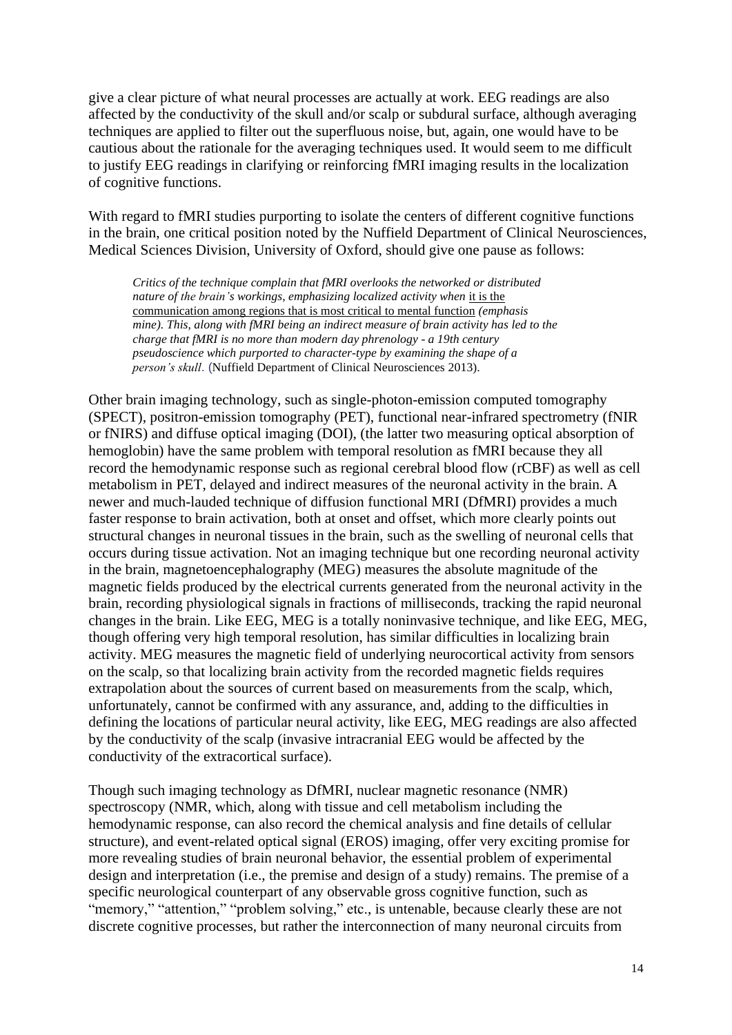give a clear picture of what neural processes are actually at work. EEG readings are also affected by the conductivity of the skull and/or scalp or subdural surface, although averaging techniques are applied to filter out the superfluous noise, but, again, one would have to be cautious about the rationale for the averaging techniques used. It would seem to me difficult to justify EEG readings in clarifying or reinforcing fMRI imaging results in the localization of cognitive functions.

With regard to fMRI studies purporting to isolate the centers of different cognitive functions in the brain, one critical position noted by the Nuffield Department of Clinical Neurosciences, Medical Sciences Division, University of Oxford, should give one pause as follows:

> *Critics of the technique complain that fMRI overlooks the networked or distributed nature of the brain's workings, emphasizing localized activity when* <u>it is the communication among regions that is most critical to mental function</u> *(emphasis mine). This, along with fMRI being an indirect measure of brain activity has led to the charge that fMRI is no more than modern day phrenology - a 19th century pseudoscience which purported to character-type by examining the shape of a person's skull*. (Nuffield Department of Clinical Neurosciences 2013).

Other brain imaging technology, such as single-photon-emission computed tomography (SPECT), positron-emission tomography (PET), functional near-infrared spectrometry (fNIR or fNIRS) and diffuse optical imaging (DOI), (the latter two measuring optical absorption of hemoglobin) have the same problem with temporal resolution as fMRI because they all record the hemodynamic response such as regional cerebral blood flow (rCBF) as well as cell metabolism in PET, delayed and indirect measures of the neuronal activity in the brain. A newer and much-lauded technique of diffusion functional MRI (DfMRI) provides a much faster response to brain activation, both at onset and offset, which more clearly points out structural changes in neuronal tissues in the brain, such as the swelling of neuronal cells that occurs during tissue activation. Not an imaging technique but one recording neuronal activity in the brain, magnetoencephalography (MEG) measures the absolute magnitude of the magnetic fields produced by the electrical currents generated from the neuronal activity in the brain, recording physiological signals in fractions of milliseconds, tracking the rapid neuronal changes in the brain. Like EEG, MEG is a totally noninvasive technique, and like EEG, MEG, though offering very high temporal resolution, has similar difficulties in localizing brain activity. MEG measures the magnetic field of underlying neurocortical activity from sensors on the scalp, so that localizing brain activity from the recorded magnetic fields requires extrapolation about the sources of current based on measurements from the scalp, which, unfortunately, cannot be confirmed with any assurance, and, adding to the difficulties in defining the locations of particular neural activity, like EEG, MEG readings are also affected by the conductivity of the scalp (invasive intracranial EEG would be affected by the conductivity of the extracortical surface).

Though such imaging technology as DfMRI, nuclear magnetic resonance (NMR) spectroscopy (NMR, which, along with tissue and cell metabolism including the hemodynamic response, can also record the chemical analysis and fine details of cellular structure), and event-related optical signal (EROS) imaging, offer very exciting promise for more revealing studies of brain neuronal behavior, the essential problem of experimental design and interpretation (i.e., the premise and design of a study) remains. The premise of a specific neurological counterpart of any observable gross cognitive function, such as "memory," "attention," "problem solving," etc., is untenable, because clearly these are not discrete cognitive processes, but rather the interconnection of many neuronal circuits from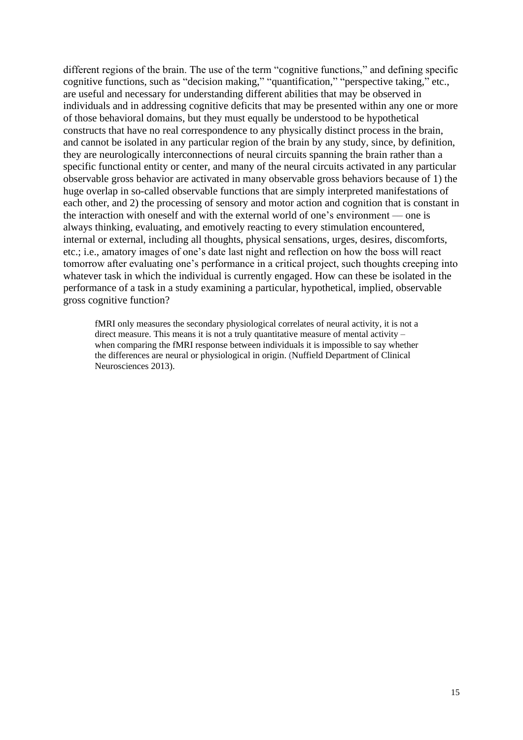different regions of the brain. The use of the term "cognitive functions," and defining specific cognitive functions, such as "decision making," "quantification," "perspective taking," etc., are useful and necessary for understanding different abilities that may be observed in individuals and in addressing cognitive deficits that may be presented within any one or more of those behavioral domains, but they must equally be understood to be hypothetical constructs that have no real correspondence to any physically distinct process in the brain, and cannot be isolated in any particular region of the brain by any study, since, by definition, they are neurologically interconnections of neural circuits spanning the brain rather than a specific functional entity or center, and many of the neural circuits activated in any particular observable gross behavior are activated in many observable gross behaviors because of 1) the huge overlap in so-called observable functions that are simply interpreted manifestations of each other, and 2) the processing of sensory and motor action and cognition that is constant in the interaction with oneself and with the external world of one's environment — one is always thinking, evaluating, and emotively reacting to every stimulation encountered, internal or external, including all thoughts, physical sensations, urges, desires, discomforts, etc.; i.e., amatory images of one's date last night and reflection on how the boss will react tomorrow after evaluating one's performance in a critical project, such thoughts creeping into whatever task in which the individual is currently engaged. How can these be isolated in the performance of a task in a study examining a particular, hypothetical, implied, observable gross cognitive function?

> fMRI only measures the secondary physiological correlates of neural activity, it is not a direct measure. This means it is not a truly quantitative measure of mental activity – when comparing the fMRI response between individuals it is impossible to say whether the differences are neural or physiological in origin. (Nuffield Department of Clinical Neurosciences 2013).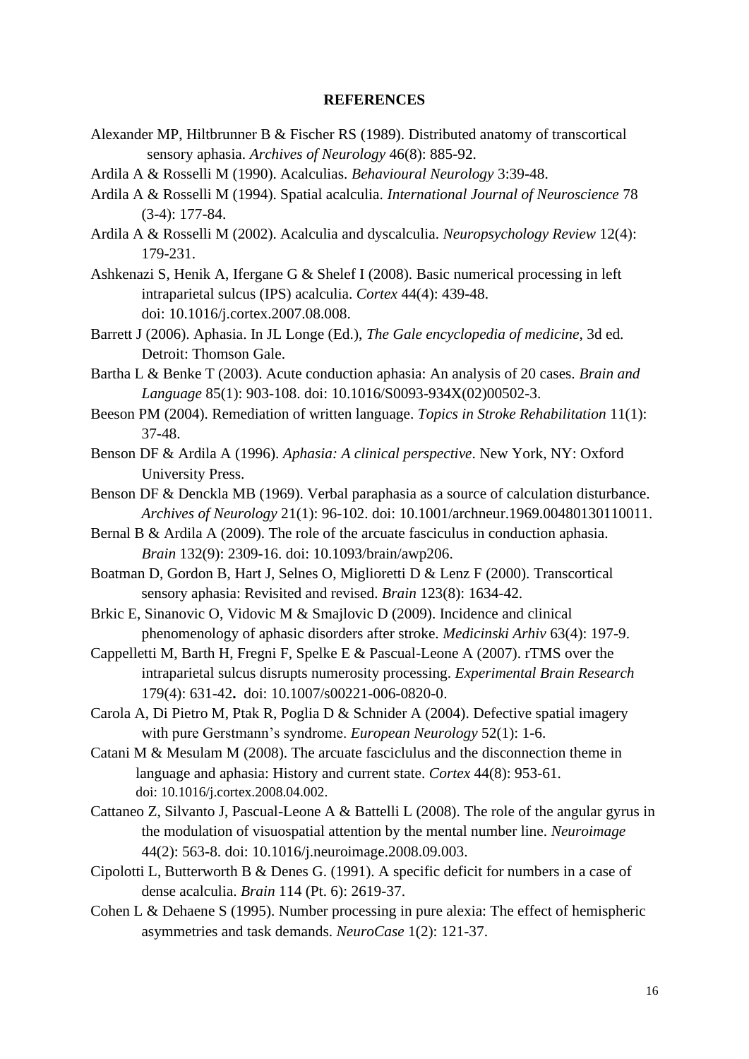## REFERENCES

Alexander MP, Hiltbrunner B & Fischer RS (1989). Distributed anatomy of transcortical sensory aphasia. *Archives of Neurology* 46(8): 885-92.

Ardila A & Rosselli M (1990). Acalculias. *Behavioural Neurology* 3:39-48.

Ardila A & Rosselli M (1994). Spatial acalculia. *International Journal of Neuroscience* 78 (3-4): 177-84.

Ardila A & Rosselli M (2002). Acalculia and dyscalculia. *Neuropsychology Review* 12(4): 179-231.

Ashkenazi S, Henik A, Ifergane G & Shelef I (2008). Basic numerical processing in left intraparietal sulcus (IPS) acalculia. *Cortex* 44(4): 439-48. doi: 10.1016/j.cortex.2007.08.008.

Barrett J (2006). Aphasia. In JL Longe (Ed.), *The Gale encyclopedia of medicine*, 3d ed. Detroit: Thomson Gale.

Bartha L & Benke T (2003). Acute conduction aphasia: An analysis of 20 cases. *Brain and Language* 85(1): 903-108. doi: 10.1016/S0093-934X(02)00502-3.

Beeson PM (2004). Remediation of written language. *Topics in Stroke Rehabilitation* 11(1): 37-48.

Benson DF & Ardila A (1996). *Aphasia: A clinical perspective*. New York, NY: Oxford University Press.

Benson DF & Denckla MB (1969). Verbal paraphasia as a source of calculation disturbance. *Archives of Neurology* 21(1): 96-102. doi: 10.1001/archneur.1969.00480130110011.

Bernal B & Ardila A (2009). The role of the arcuate fasciculus in conduction aphasia. *Brain* 132(9): 2309-16. doi: 10.1093/brain/awp206.

Boatman D, Gordon B, Hart J, Selnes O, Miglioretti D & Lenz F (2000). Transcortical sensory aphasia: Revisited and revised. *Brain* 123(8): 1634-42.

Brkic E, Sinanovic O, Vidovic M & Smajlovic D (2009). Incidence and clinical phenomenology of aphasic disorders after stroke. *Medicinski Arhiv* 63(4): 197-9.

Cappelletti M, Barth H, Fregni F, Spelke E & Pascual-Leone A (2007). rTMS over the intraparietal sulcus disrupts numerosity processing. *Experimental Brain Research* 179(4): 631-42**.** doi: 10.1007/s00221-006-0820-0.

Carola A, Di Pietro M, Ptak R, Poglia D & Schnider A (2004). Defective spatial imagery with pure Gerstmann's syndrome. *European Neurology* 52(1): 1-6.

Catani M & Mesulam M (2008). The arcuate fasciclulus and the disconnection theme in language and aphasia: History and current state. *Cortex* 44(8): 953-61. doi: 10.1016/j.cortex.2008.04.002.

Cattaneo Z, Silvanto J, Pascual-Leone A & Battelli L (2008). The role of the angular gyrus in the modulation of visuospatial attention by the mental number line. *Neuroimage* 44(2): 563-8. doi: 10.1016/j.neuroimage.2008.09.003.

Cipolotti L, Butterworth B & Denes G. (1991). A specific deficit for numbers in a case of dense acalculia. *Brain* 114 (Pt. 6): 2619-37.

Cohen L & Dehaene S (1995). Number processing in pure alexia: The effect of hemispheric asymmetries and task demands. *NeuroCase* 1(2): 121-37.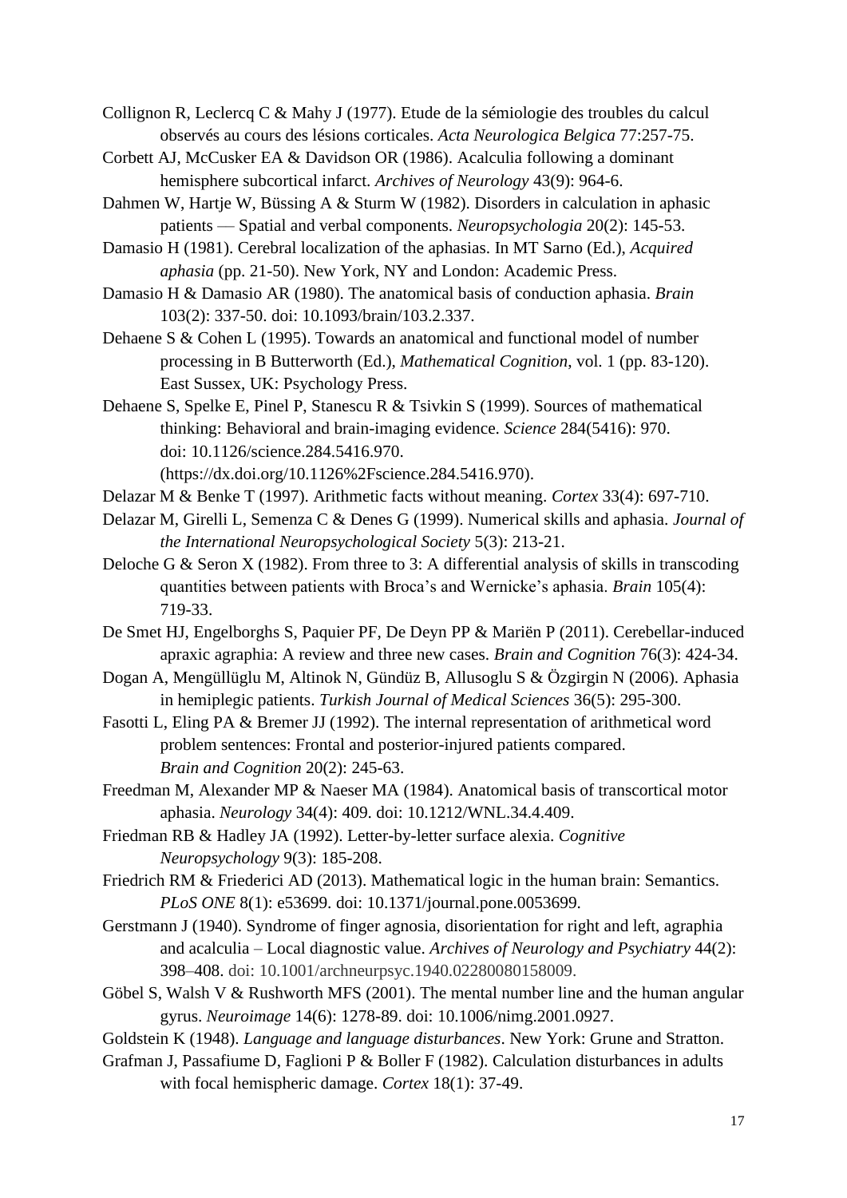Collignon R, Leclercq C & Mahy J (1977). Etude de la sémiologie des troubles du calcul observés au cours des lésions corticales. *Acta Neurologica Belgica* 77:257-75.

Corbett AJ, McCusker EA & Davidson OR (1986). Acalculia following a dominant hemisphere subcortical infarct. *Archives of Neurology* 43(9): 964-6.

Dahmen W, Hartje W, Büssing A & Sturm W (1982). Disorders in calculation in aphasic patients — Spatial and verbal components. *Neuropsychologia* 20(2): 145-53.

Damasio H (1981). Cerebral localization of the aphasias. In MT Sarno (Ed.), *Acquired aphasia* (pp. 21-50). New York, NY and London: Academic Press.

Damasio H & Damasio AR (1980). The anatomical basis of conduction aphasia. *Brain* 103(2): 337-50. doi: 10.1093/brain/103.2.337.

Dehaene S & Cohen L (1995). Towards an anatomical and functional model of number processing in B Butterworth (Ed.), *Mathematical Cognition*, vol. 1 (pp. 83-120). East Sussex, UK: Psychology Press.

Dehaene S, Spelke E, Pinel P, Stanescu R & Tsivkin S (1999). Sources of mathematical thinking: Behavioral and brain-imaging evidence. *Science* 284(5416): 970. doi: 10.1126/science.284.5416.970. (https://dx.doi.org/10.1126%2Fscience.284.5416.970).

Delazar M & Benke T (1997). Arithmetic facts without meaning. *Cortex* 33(4): 697-710.

Delazar M, Girelli L, Semenza C & Denes G (1999). Numerical skills and aphasia. *Journal of the International Neuropsychological Society* 5(3): 213-21.

Deloche G & Seron X (1982). From three to 3: A differential analysis of skills in transcoding quantities between patients with Broca's and Wernicke's aphasia. *Brain* 105(4): 719-33.

De Smet HJ, Engelborghs S, Paquier PF, De Deyn PP & Mariën P (2011). Cerebellar-induced apraxic agraphia: A review and three new cases. *Brain and Cognition* 76(3): 424-34.

Dogan A, Mengüllüglu M, Altinok N, Gündüz B, Allusoglu S & Özgirgin N (2006). Aphasia in hemiplegic patients. *Turkish Journal of Medical Sciences* 36(5): 295-300.

Fasotti L, Eling PA & Bremer JJ (1992). The internal representation of arithmetical word problem sentences: Frontal and posterior-injured patients compared. *Brain and Cognition* 20(2): 245-63.

Freedman M, Alexander MP & Naeser MA (1984). Anatomical basis of transcortical motor aphasia. *Neurology* 34(4): 409. doi: 10.1212/WNL.34.4.409.

Friedman RB & Hadley JA (1992). Letter-by-letter surface alexia. *Cognitive Neuropsychology* 9(3): 185-208.

Friedrich RM & Friederici AD (2013). Mathematical logic in the human brain: Semantics. *PLoS ONE* 8(1): e53699. doi: 10.1371/journal.pone.0053699.

Gerstmann J (1940). Syndrome of finger agnosia, disorientation for right and left, agraphia and acalculia – Local diagnostic value. *Archives of Neurology and Psychiatry* 44(2): 398–408. doi: 10.1001/archneurpsyc.1940.02280080158009.

Göbel S, Walsh V & Rushworth MFS (2001). The mental number line and the human angular gyrus. *Neuroimage* 14(6): 1278-89. doi: 10.1006/nimg.2001.0927.

Goldstein K (1948). *Language and language disturbances*. New York: Grune and Stratton.

Grafman J, Passafiume D, Faglioni P & Boller F (1982). Calculation disturbances in adults with focal hemispheric damage. *Cortex* 18(1): 37-49.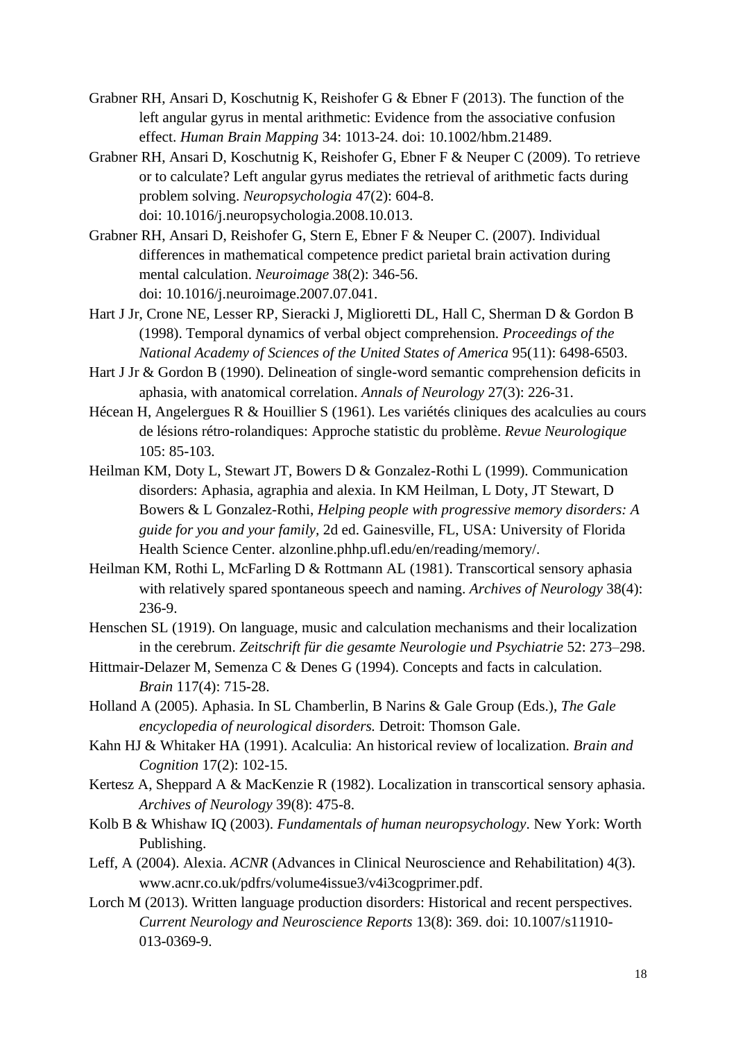Grabner RH, Ansari D, Koschutnig K, Reishofer G & Ebner F (2013). The function of the left angular gyrus in mental arithmetic: Evidence from the associative confusion effect. *Human Brain Mapping* 34: 1013-24. doi: 10.1002/hbm.21489.

Grabner RH, Ansari D, Koschutnig K, Reishofer G, Ebner F & Neuper C (2009). To retrieve or to calculate? Left angular gyrus mediates the retrieval of arithmetic facts during problem solving. *Neuropsychologia* 47(2): 604-8. doi: 10.1016/j.neuropsychologia.2008.10.013.

Grabner RH, Ansari D, Reishofer G, Stern E, Ebner F & Neuper C. (2007). Individual differences in mathematical competence predict parietal brain activation during mental calculation. *Neuroimage* 38(2): 346-56. doi: 10.1016/j.neuroimage.2007.07.041.

Hart J Jr, Crone NE, Lesser RP, Sieracki J, Miglioretti DL, Hall C, Sherman D & Gordon B (1998). Temporal dynamics of verbal object comprehension. *Proceedings of the National Academy of Sciences of the United States of America* 95(11): 6498-6503.

Hart J Jr & Gordon B (1990). Delineation of single-word semantic comprehension deficits in aphasia, with anatomical correlation. *Annals of Neurology* 27(3): 226-31.

Hécean H, Angelergues R & Houillier S (1961). Les variétés cliniques des acalculies au cours de lésions rétro-rolandiques: Approche statistic du problème. *Revue Neurologique* 105: 85-103.

Heilman KM, Doty L, Stewart JT, Bowers D & Gonzalez-Rothi L (1999). Communication disorders: Aphasia, agraphia and alexia. In KM Heilman, L Doty, JT Stewart, D Bowers & L Gonzalez-Rothi, *Helping people with progressive memory disorders: A guide for you and your family*, 2d ed. Gainesville, FL, USA: University of Florida Health Science Center. alzonline.phhp.ufl.edu/en/reading/memory/.

Heilman KM, Rothi L, McFarling D & Rottmann AL (1981). Transcortical sensory aphasia with relatively spared spontaneous speech and naming. *Archives of Neurology* 38(4): 236-9.

Henschen SL (1919). On language, music and calculation mechanisms and their localization in the cerebrum. *Zeitschrift für die gesamte Neurologie und Psychiatrie* 52: 273–298.

Hittmair-Delazer M, Semenza C & Denes G (1994). Concepts and facts in calculation. *Brain* 117(4): 715-28.

Holland A (2005). Aphasia. In SL Chamberlin, B Narins & Gale Group (Eds.), *The Gale encyclopedia of neurological disorders.* Detroit: Thomson Gale.

Kahn HJ & Whitaker HA (1991). Acalculia: An historical review of localization. *Brain and Cognition* 17(2): 102-15.

Kertesz A, Sheppard A & MacKenzie R (1982). Localization in transcortical sensory aphasia. *Archives of Neurology* 39(8): 475-8.

Kolb B & Whishaw IQ (2003). *Fundamentals of human neuropsychology*. New York: Worth Publishing.

Leff, A (2004). Alexia. *ACNR* (Advances in Clinical Neuroscience and Rehabilitation) 4(3). www.acnr.co.uk/pdfrs/volume4issue3/v4i3cogprimer.pdf.

Lorch M (2013). Written language production disorders: Historical and recent perspectives. *Current Neurology and Neuroscience Reports* 13(8): 369. doi: 10.1007/s11910-013-0369-9.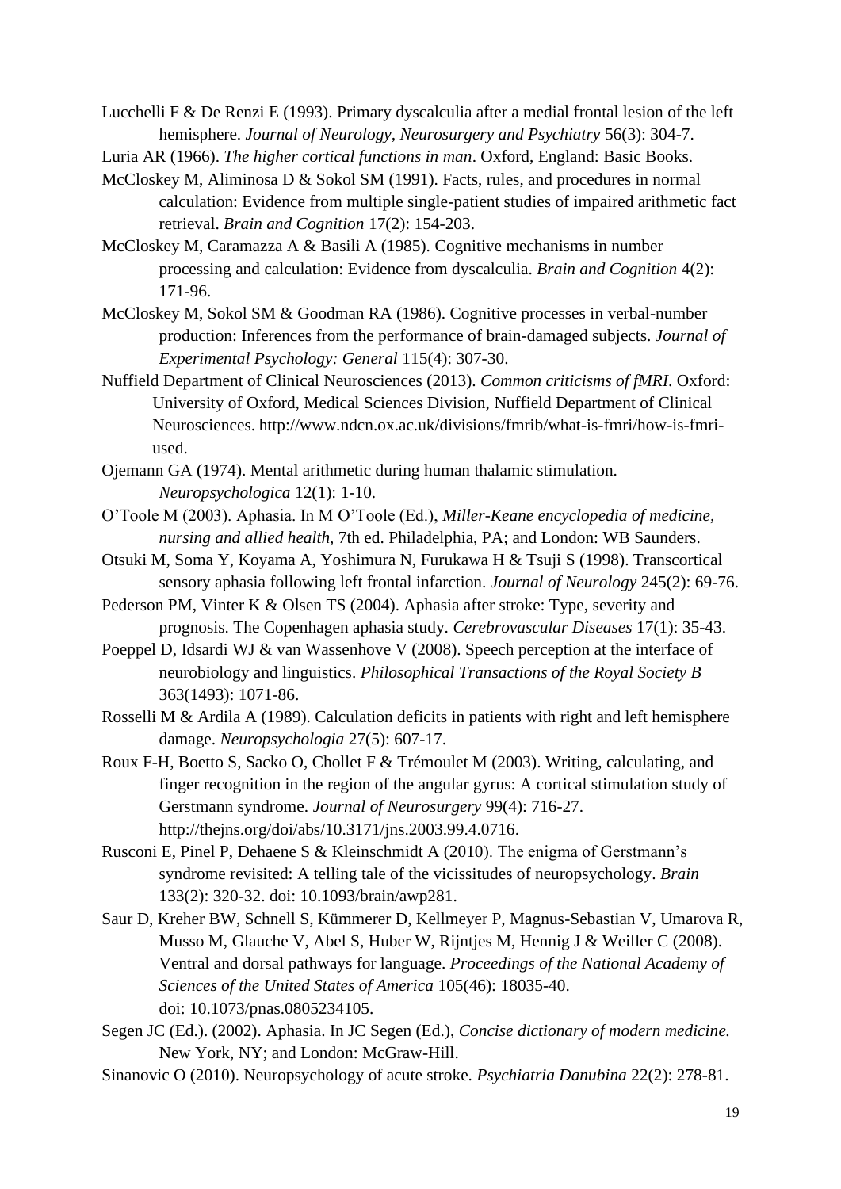Lucchelli F & De Renzi E (1993). Primary dyscalculia after a medial frontal lesion of the left hemisphere. *Journal of Neurology, Neurosurgery and Psychiatry* 56(3): 304-7.

Luria AR (1966). *The higher cortical functions in man*. Oxford, England: Basic Books.

McCloskey M, Aliminosa D & Sokol SM (1991). Facts, rules, and procedures in normal calculation: Evidence from multiple single-patient studies of impaired arithmetic fact retrieval. *Brain and Cognition* 17(2): 154-203.

McCloskey M, Caramazza A & Basili A (1985). Cognitive mechanisms in number processing and calculation: Evidence from dyscalculia. *Brain and Cognition* 4(2): 171-96.

McCloskey M, Sokol SM & Goodman RA (1986). Cognitive processes in verbal-number production: Inferences from the performance of brain-damaged subjects. *Journal of Experimental Psychology: General* 115(4): 307-30.

Nuffield Department of Clinical Neurosciences (2013). *Common criticisms of fMRI*. Oxford: University of Oxford, Medical Sciences Division, Nuffield Department of Clinical Neurosciences. http://www.ndcn.ox.ac.uk/divisions/fmrib/what-is-fmri/how-is-fmri-used.

Ojemann GA (1974). Mental arithmetic during human thalamic stimulation. *Neuropsychologica* 12(1): 1-10.

O'Toole M (2003). Aphasia. In M O'Toole (Ed.), *Miller-Keane encyclopedia of medicine, nursing and allied health*, 7th ed. Philadelphia, PA; and London: WB Saunders.

Otsuki M, Soma Y, Koyama A, Yoshimura N, Furukawa H & Tsuji S (1998). Transcortical sensory aphasia following left frontal infarction. *Journal of Neurology* 245(2): 69-76.

Pederson PM, Vinter K & Olsen TS (2004). Aphasia after stroke: Type, severity and prognosis. The Copenhagen aphasia study. *Cerebrovascular Diseases* 17(1): 35-43.

Poeppel D, Idsardi WJ & van Wassenhove V (2008). Speech perception at the interface of neurobiology and linguistics. *Philosophical Transactions of the Royal Society B* 363(1493): 1071-86.

Rosselli M & Ardila A (1989). Calculation deficits in patients with right and left hemisphere damage. *Neuropsychologia* 27(5): 607-17.

Roux F-H, Boetto S, Sacko O, Chollet F & Trémoulet M (2003). Writing, calculating, and finger recognition in the region of the angular gyrus: A cortical stimulation study of Gerstmann syndrome. *Journal of Neurosurgery* 99(4): 716-27. http://thejns.org/doi/abs/10.3171/jns.2003.99.4.0716.

Rusconi E, Pinel P, Dehaene S & Kleinschmidt A (2010). The enigma of Gerstmann's syndrome revisited: A telling tale of the vicissitudes of neuropsychology. *Brain* 133(2): 320-32. doi: 10.1093/brain/awp281.

Saur D, Kreher BW, Schnell S, Kümmerer D, Kellmeyer P, Magnus-Sebastian V, Umarova R, Musso M, Glauche V, Abel S, Huber W, Rijntjes M, Hennig J & Weiller C (2008). Ventral and dorsal pathways for language. *Proceedings of the National Academy of Sciences of the United States of America* 105(46): 18035-40. doi: 10.1073/pnas.0805234105.

Segen JC (Ed.). (2002). Aphasia. In JC Segen (Ed.), *Concise dictionary of modern medicine.* New York, NY; and London: McGraw-Hill.

Sinanovic O (2010). Neuropsychology of acute stroke. *Psychiatria Danubina* 22(2): 278-81.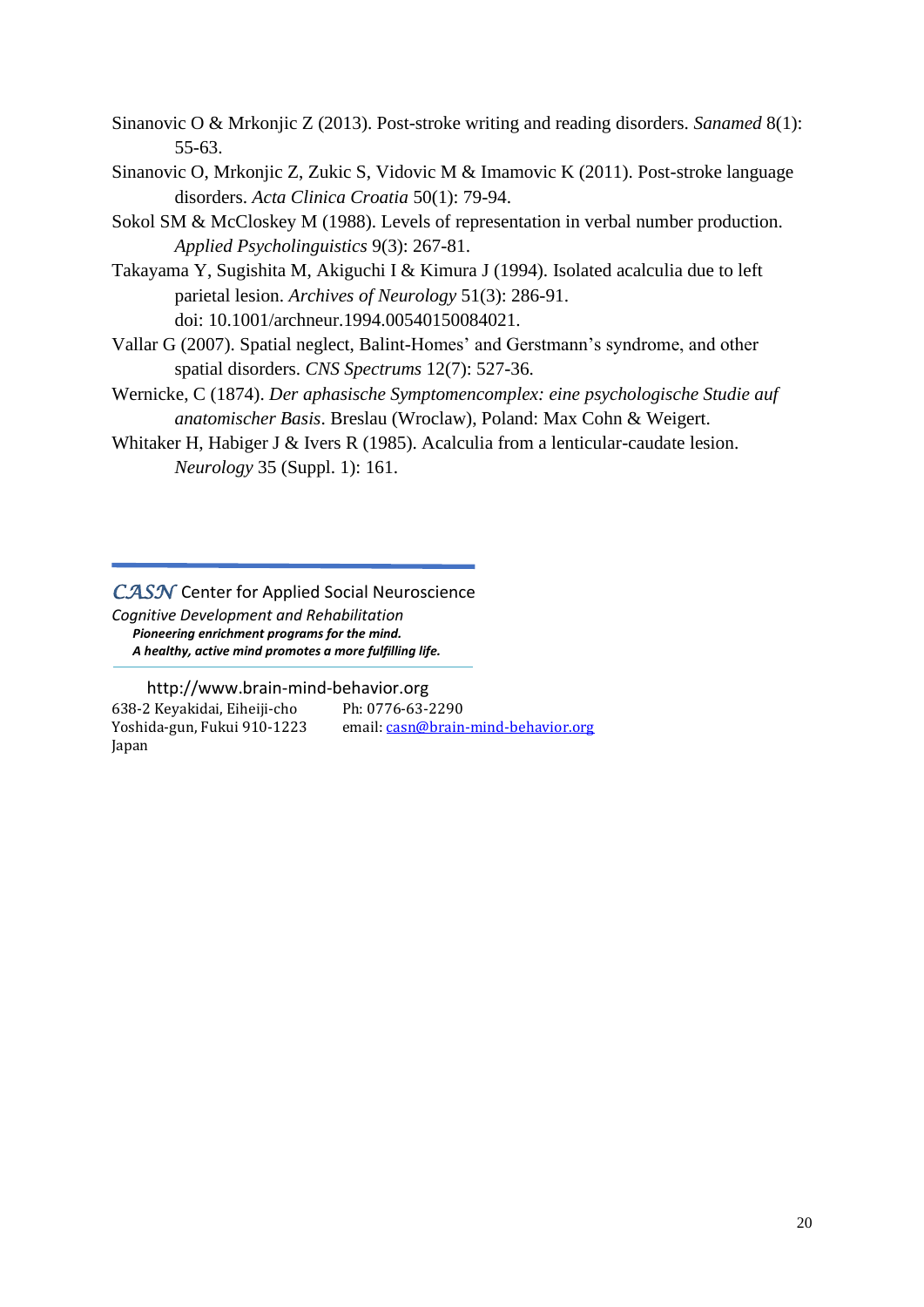Sinanovic O & Mrkonjic Z (2013). Post-stroke writing and reading disorders. *Sanamed* 8(1): 55-63.

Sinanovic O, Mrkonjic Z, Zukic S, Vidovic M & Imamovic K (2011). Post-stroke language disorders. *Acta Clinica Croatia* 50(1): 79-94.

Sokol SM & McCloskey M (1988). Levels of representation in verbal number production. *Applied Psycholinguistics* 9(3): 267-81.

Takayama Y, Sugishita M, Akiguchi I & Kimura J (1994). Isolated acalculia due to left parietal lesion. *Archives of Neurology* 51(3): 286-91. doi: 10.1001/archneur.1994.00540150084021.

Vallar G (2007). Spatial neglect, Balint-Homes' and Gerstmann's syndrome, and other spatial disorders. *CNS Spectrums* 12(7): 527-36.

Wernicke, C (1874). *Der aphasische Symptomencomplex: eine psychologische Studie auf anatomischer Basis*. Breslau (Wroclaw), Poland: Max Cohn & Weigert.

Whitaker H, Habiger J & Ivers R (1985). Acalculia from a lenticular-caudate lesion. *Neurology* 35 (Suppl. 1): 161.

---

*CASN* Center for Applied Social Neuroscience

*Cognitive Development and Rehabilitation*

***Pioneering enrichment programs for the mind.***

***A healthy, active mind promotes a more fulfilling life.***

http://www.brain-mind-behavior.org

638-2 Keyakidai, Eiheiji-cho
Yoshida-gun, Fukui 910-1223
Japan

Ph: 0776-63-2290
email: casn@brain-mind-behavior.org